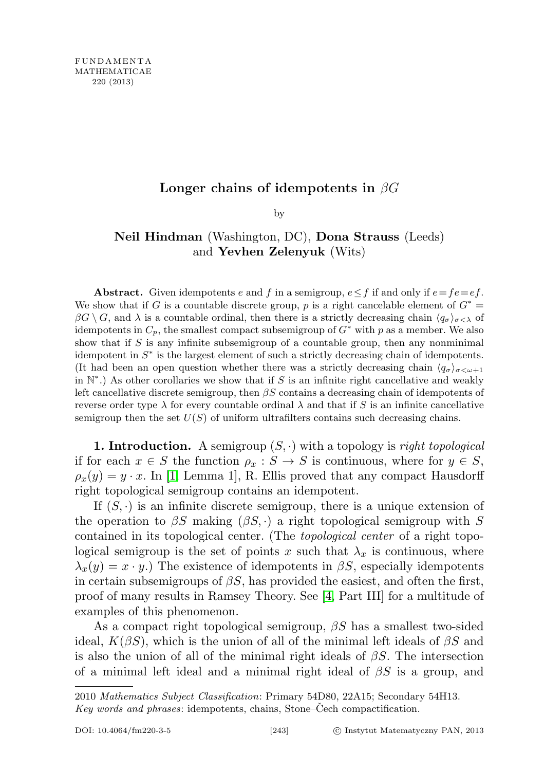# Longer chains of idempotents in $\beta G$

by

**Neil Hindman** (Washington, DC), **Dona Strauss** (Leeds) and **Yevhen Zelenyuk** (Wits)

**Abstract.** Given idempotents $e$ and $f$ in a semigroup, $e \leq f$ if and only if $e = fe = ef$. We show that if $G$ is a countable discrete group, $p$ is a right cancelable element of $G^* = \beta G \setminus G$, and $\lambda$ is a countable ordinal, then there is a strictly decreasing chain $\langle q_\sigma \rangle_{\sigma<\lambda}$ of idempotents in $C_p$, the smallest compact subsemigroup of $G^*$ with $p$ as a member. We also show that if $S$ is any infinite subsemigroup of a countable group, then any nonminimal idempotent in $S^*$ is the largest element of such a strictly decreasing chain of idempotents. (It had been an open question whether there was a strictly decreasing chain $\langle q_\sigma \rangle_{\sigma<\omega+1}$ in $\mathbb{N}^*$.) As other corollaries we show that if $S$ is an infinite right cancellative and weakly left cancellative discrete semigroup, then $\beta S$ contains a decreasing chain of idempotents of reverse order type $\lambda$ for every countable ordinal $\lambda$ and that if $S$ is an infinite cancellative semigroup then the set $U(S)$ of uniform ultrafilters contains such decreasing chains.

**1. Introduction.** A semigroup $(S, \cdot)$ with a topology is *right topological* if for each $x \in S$ the function $\rho_x : S \to S$ is continuous, where for $y \in S$, $\rho_x(y) = y \cdot x$. In [1, Lemma 1], R. Ellis proved that any compact Hausdorff right topological semigroup contains an idempotent.

If $(S, \cdot)$ is an infinite discrete semigroup, there is a unique extension of the operation to $\beta S$ making $(\beta S, \cdot)$ a right topological semigroup with $S$ contained in its topological center. (The *topological center* of a right topological semigroup is the set of points $x$ such that $\lambda_x$ is continuous, where $\lambda_x(y) = x \cdot y$.) The existence of idempotents in $\beta S$, especially idempotents in certain subsemigroups of $\beta S$, has provided the easiest, and often the first, proof of many results in Ramsey Theory. See [4, Part III] for a multitude of examples of this phenomenon.

As a compact right topological semigroup, $\beta S$ has a smallest two-sided ideal, $K(\beta S)$, which is the union of all of the minimal left ideals of $\beta S$ and is also the union of all of the minimal right ideals of $\beta S$. The intersection of a minimal left ideal and a minimal right ideal of $\beta S$ is a group, and

---

2010 *Mathematics Subject Classification*: Primary 54D80, 22A15; Secondary 54H13.
*Key words and phrases*: idempotents, chains, Stone–Čech compactification.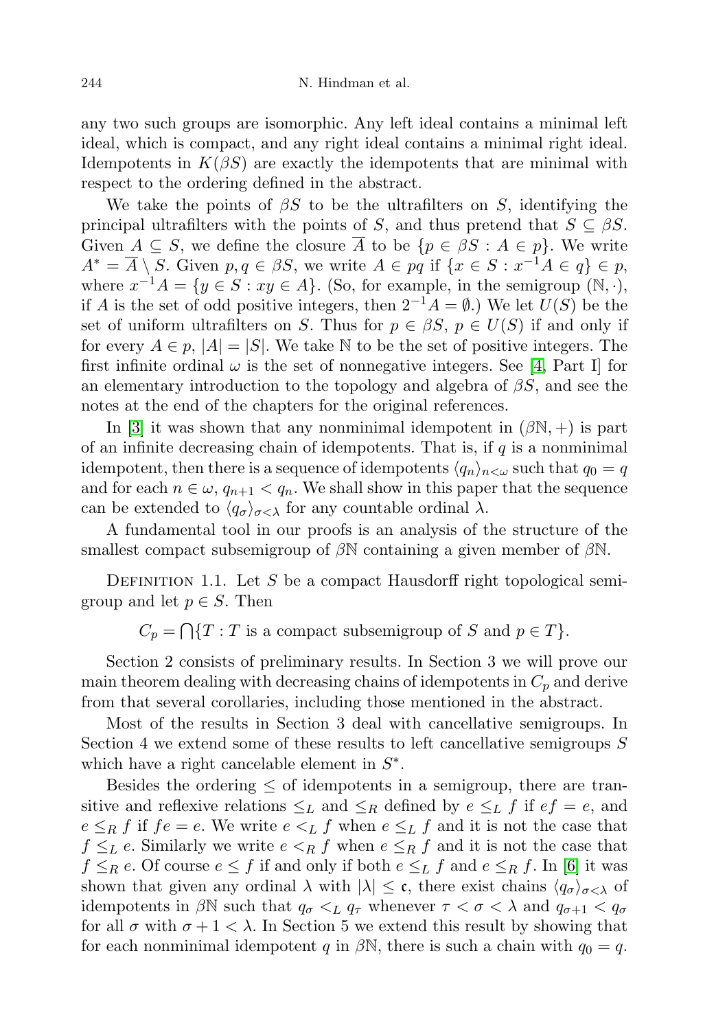any two such groups are isomorphic. Any left ideal contains a minimal left ideal, which is compact, and any right ideal contains a minimal right ideal. Idempotents in $K(\beta S)$ are exactly the idempotents that are minimal with respect to the ordering defined in the abstract.

We take the points of $\beta S$ to be the ultrafilters on $S$, identifying the principal ultrafilters with the points of $S$, and thus pretend that $S \subseteq \beta S$. Given $A \subseteq S$, we define the closure $\overline{A}$ to be $\{p \in \beta S : A \in p\}$. We write $A^* = \overline{A} \setminus S$. Given $p, q \in \beta S$, we write $A \in pq$ if $\{x \in S : x^{-1}A \in q\} \in p$, where $x^{-1}A = \{y \in S : xy \in A\}$. (So, for example, in the semigroup $(\mathbb{N}, \cdot)$, if $A$ is the set of odd positive integers, then $2^{-1}A = \emptyset$.) We let $U(S)$ be the set of uniform ultrafilters on $S$. Thus for $p \in \beta S$, $p \in U(S)$ if and only if for every $A \in p$, $|A| = |S|$. We take $\mathbb{N}$ to be the set of positive integers. The first infinite ordinal $\omega$ is the set of nonnegative integers. See [4, Part I] for an elementary introduction to the topology and algebra of $\beta S$, and see the notes at the end of the chapters for the original references.

In [3] it was shown that any nonminimal idempotent in $(\beta\mathbb{N}, +)$ is part of an infinite decreasing chain of idempotents. That is, if $q$ is a nonminimal idempotent, then there is a sequence of idempotents $\langle q_n \rangle_{n<\omega}$ such that $q_0 = q$ and for each $n \in \omega$, $q_{n+1} < q_n$. We shall show in this paper that the sequence can be extended to $\langle q_\sigma \rangle_{\sigma<\lambda}$ for any countable ordinal $\lambda$.

A fundamental tool in our proofs is an analysis of the structure of the smallest compact subsemigroup of $\beta\mathbb{N}$ containing a given member of $\beta\mathbb{N}$.

Definition 1.1. Let $S$ be a compact Hausdorff right topological semigroup and let $p \in S$. Then

$$C_p = \bigcap \{T : T \text{ is a compact subsemigroup of } S \text{ and } p \in T\}.$$

Section 2 consists of preliminary results. In Section 3 we will prove our main theorem dealing with decreasing chains of idempotents in $C_p$ and derive from that several corollaries, including those mentioned in the abstract.

Most of the results in Section 3 deal with cancellative semigroups. In Section 4 we extend some of these results to left cancellative semigroups $S$ which have a right cancelable element in $S^*$.

Besides the ordering $\leq$ of idempotents in a semigroup, there are transitive and reflexive relations $\leq_L$ and $\leq_R$ defined by $e \leq_L f$ if $ef = e$, and $e \leq_R f$ if $fe = e$. We write $e <_L f$ when $e \leq_L f$ and it is not the case that $f \leq_L e$. Similarly we write $e <_R f$ when $e \leq_R f$ and it is not the case that $f \leq_R e$. Of course $e \leq f$ if and only if both $e \leq_L f$ and $e \leq_R f$. In [6] it was shown that given any ordinal $\lambda$ with $|\lambda| \leq \mathfrak{c}$, there exist chains $\langle q_\sigma \rangle_{\sigma<\lambda}$ of idempotents in $\beta\mathbb{N}$ such that $q_\sigma <_L q_\tau$ whenever $\tau < \sigma < \lambda$ and $q_{\sigma+1} < q_\sigma$ for all $\sigma$ with $\sigma + 1 < \lambda$. In Section 5 we extend this result by showing that for each nonminimal idempotent $q$ in $\beta\mathbb{N}$, there is such a chain with $q_0 = q$.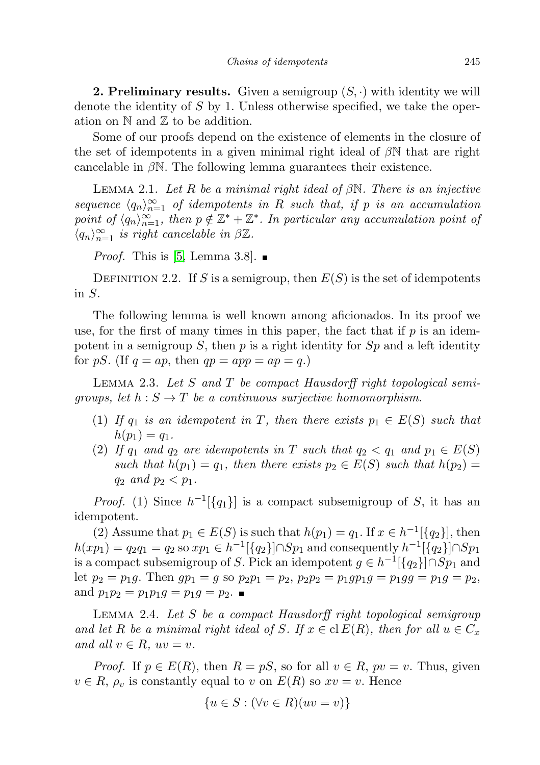**2. Preliminary results.** Given a semigroup $(S, \cdot)$ with identity we will denote the identity of $S$ by 1. Unless otherwise specified, we take the operation on $\mathbb{N}$ and $\mathbb{Z}$ to be addition.

Some of our proofs depend on the existence of elements in the closure of the set of idempotents in a given minimal right ideal of $\beta\mathbb{N}$ that are right cancelable in $\beta\mathbb{N}$. The following lemma guarantees their existence.

Lemma 2.1. *Let $R$ be a minimal right ideal of $\beta\mathbb{N}$. There is an injective sequence $\langle q_n \rangle_{n=1}^{\infty}$ of idempotents in $R$ such that, if $p$ is an accumulation point of $\langle q_n \rangle_{n=1}^{\infty}$, then $p \notin \mathbb{Z}^* + \mathbb{Z}^*$. In particular any accumulation point of $\langle q_n \rangle_{n=1}^{\infty}$ is right cancelable in $\beta\mathbb{Z}$.*

*Proof.* This is [5, Lemma 3.8]. ∎

Definition 2.2. If $S$ is a semigroup, then $E(S)$ is the set of idempotents in $S$.

The following lemma is well known among aficionados. In its proof we use, for the first of many times in this paper, the fact that if $p$ is an idempotent in a semigroup $S$, then $p$ is a right identity for $Sp$ and a left identity for $pS$. (If $q = ap$, then $qp = app = ap = q$.)

Lemma 2.3. *Let $S$ and $T$ be compact Hausdorff right topological semigroups, let $h : S \to T$ be a continuous surjective homomorphism.*

1. *If $q_1$ is an idempotent in $T$, then there exists $p_1 \in E(S)$ such that $h(p_1) = q_1$.*
2. *If $q_1$ and $q_2$ are idempotents in $T$ such that $q_2 < q_1$ and $p_1 \in E(S)$ such that $h(p_1) = q_1$, then there exists $p_2 \in E(S)$ such that $h(p_2) = q_2$ and $p_2 < p_1$.*

*Proof.* (1) Since $h^{-1}[\{q_1\}]$ is a compact subsemigroup of $S$, it has an idempotent.

(2) Assume that $p_1 \in E(S)$ is such that $h(p_1) = q_1$. If $x \in h^{-1}[\{q_2\}]$, then $h(xp_1) = q_2q_1 = q_2$ so $xp_1 \in h^{-1}[\{q_2\}] \cap Sp_1$ and consequently $h^{-1}[\{q_2\}] \cap Sp_1$ is a compact subsemigroup of $S$. Pick an idempotent $g \in h^{-1}[\{q_2\}] \cap Sp_1$ and let $p_2 = p_1g$. Then $gp_1 = g$ so $p_2p_1 = p_2$, $p_2p_2 = p_1gp_1g = p_1gg = p_1g = p_2$, and $p_1p_2 = p_1p_1g = p_1g = p_2$. ∎

Lemma 2.4. *Let $S$ be a compact Hausdorff right topological semigroup and let $R$ be a minimal right ideal of $S$. If $x \in \operatorname{cl} E(R)$, then for all $u \in C_x$ and all $v \in R$, $uv = v$.*

*Proof.* If $p \in E(R)$, then $R = pS$, so for all $v \in R$, $pv = v$. Thus, given $v \in R$, $\rho_v$ is constantly equal to $v$ on $E(R)$ so $xv = v$. Hence

$$\{u \in S : (\forall v \in R)(uv = v)\}$$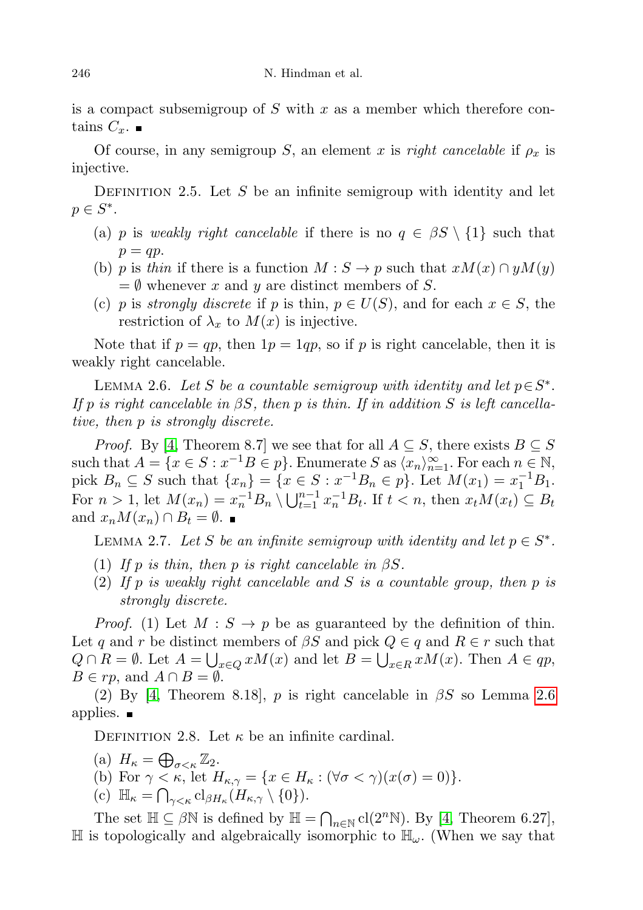is a compact subsemigroup of $S$ with $x$ as a member which therefore contains $C_x$. ■

Of course, in any semigroup $S$, an element $x$ is *right cancelable* if $\rho_x$ is injective.

DEFINITION 2.5. Let $S$ be an infinite semigroup with identity and let $p \in S^*$.

(a) $p$ is *weakly right cancelable* if there is no $q \in \beta S \setminus \{1\}$ such that $p = qp$.

(b) $p$ is *thin* if there is a function $M : S \to p$ such that $xM(x) \cap yM(y) = \emptyset$ whenever $x$ and $y$ are distinct members of $S$.

(c) $p$ is *strongly discrete* if $p$ is thin, $p \in U(S)$, and for each $x \in S$, the restriction of $\lambda_x$ to $M(x)$ is injective.

Note that if $p = qp$, then $1p = 1qp$, so if $p$ is right cancelable, then it is weakly right cancelable.

LEMMA 2.6. *Let $S$ be a countable semigroup with identity and let $p \in S^*$. If $p$ is right cancelable in $\beta S$, then $p$ is thin. If in addition $S$ is left cancellative, then $p$ is strongly discrete.*

*Proof.* By [4, Theorem 8.7] we see that for all $A \subseteq S$, there exists $B \subseteq S$ such that $A = \{x \in S : x^{-1}B \in p\}$. Enumerate $S$ as $\langle x_n \rangle_{n=1}^{\infty}$. For each $n \in \mathbb{N}$, pick $B_n \subseteq S$ such that $\{x_n\} = \{x \in S : x^{-1}B_n \in p\}$. Let $M(x_1) = x_1^{-1}B_1$. For $n > 1$, let $M(x_n) = x_n^{-1}B_n \setminus \bigcup_{t=1}^{n-1} x_n^{-1}B_t$. If $t < n$, then $x_t M(x_t) \subseteq B_t$ and $x_n M(x_n) \cap B_t = \emptyset$. ■

LEMMA 2.7. *Let $S$ be an infinite semigroup with identity and let $p \in S^*$.*

(1) *If $p$ is thin, then $p$ is right cancelable in $\beta S$.*

(2) *If $p$ is weakly right cancelable and $S$ is a countable group, then $p$ is strongly discrete.*

*Proof.* (1) Let $M : S \to p$ be as guaranteed by the definition of thin. Let $q$ and $r$ be distinct members of $\beta S$ and pick $Q \in q$ and $R \in r$ such that $Q \cap R = \emptyset$. Let $A = \bigcup_{x \in Q} xM(x)$ and let $B = \bigcup_{x \in R} xM(x)$. Then $A \in qp$, $B \in rp$, and $A \cap B = \emptyset$.

(2) By [4, Theorem 8.18], $p$ is right cancelable in $\beta S$ so Lemma 2.6 applies. ■

DEFINITION 2.8. Let $\kappa$ be an infinite cardinal.

(a) $H_\kappa = \bigoplus_{\sigma < \kappa} \mathbb{Z}_2$.

(b) For $\gamma < \kappa$, let $H_{\kappa,\gamma} = \{x \in H_\kappa : (\forall \sigma < \gamma)(x(\sigma) = 0)\}$.

(c) $\mathbb{H}_\kappa = \bigcap_{\gamma < \kappa} \mathrm{cl}_{\beta H_\kappa}(H_{\kappa,\gamma} \setminus \{0\})$.

The set $\mathbb{H} \subseteq \beta\mathbb{N}$ is defined by $\mathbb{H} = \bigcap_{n \in \mathbb{N}} \mathrm{cl}(2^n\mathbb{N})$. By [4, Theorem 6.27], $\mathbb{H}$ is topologically and algebraically isomorphic to $\mathbb{H}_\omega$. (When we say that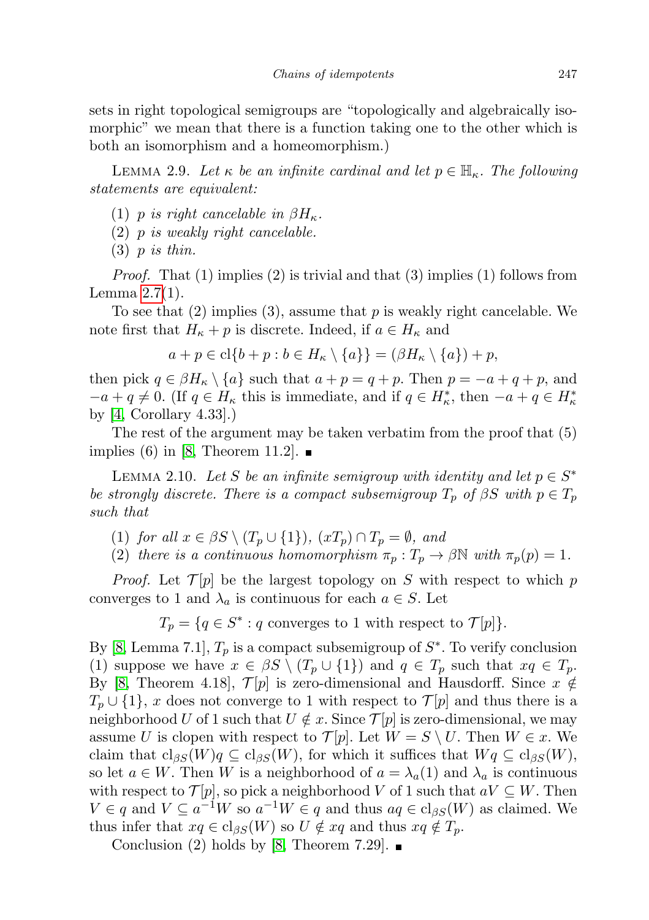sets in right topological semigroups are "topologically and algebraically isomorphic" we mean that there is a function taking one to the other which is both an isomorphism and a homeomorphism.)

Lemma 2.9. *Let $\kappa$ be an infinite cardinal and let $p \in \mathbb{H}_\kappa$. The following statements are equivalent:*

(1) *$p$ is right cancelable in $\beta H_\kappa$.*
(2) *$p$ is weakly right cancelable.*
(3) *$p$ is thin.*

*Proof.* That (1) implies (2) is trivial and that (3) implies (1) follows from Lemma 2.7(1).

To see that (2) implies (3), assume that $p$ is weakly right cancelable. We note first that $H_\kappa + p$ is discrete. Indeed, if $a \in H_\kappa$ and

$$a + p \in \mathrm{cl}\{b + p : b \in H_\kappa \setminus \{a\}\} = (\beta H_\kappa \setminus \{a\}) + p,$$

then pick $q \in \beta H_\kappa \setminus \{a\}$ such that $a + p = q + p$. Then $p = -a + q + p$, and $-a + q \neq 0$. (If $q \in H_\kappa$ this is immediate, and if $q \in H_\kappa^*$, then $-a + q \in H_\kappa^*$ by [4, Corollary 4.33].)

The rest of the argument may be taken verbatim from the proof that (5) implies (6) in [8, Theorem 11.2]. ∎

Lemma 2.10. *Let $S$ be an infinite semigroup with identity and let $p \in S^*$ be strongly discrete. There is a compact subsemigroup $T_p$ of $\beta S$ with $p \in T_p$ such that*

(1) *for all $x \in \beta S \setminus (T_p \cup \{1\})$, $(xT_p) \cap T_p = \emptyset$, and*
(2) *there is a continuous homomorphism $\pi_p : T_p \to \beta\mathbb{N}$ with $\pi_p(p) = 1$.*

*Proof.* Let $\mathcal{T}[p]$ be the largest topology on $S$ with respect to which $p$ converges to 1 and $\lambda_a$ is continuous for each $a \in S$. Let

$$T_p = \{q \in S^* : q \text{ converges to } 1 \text{ with respect to } \mathcal{T}[p]\}.$$

By [8, Lemma 7.1], $T_p$ is a compact subsemigroup of $S^*$. To verify conclusion (1) suppose we have $x \in \beta S \setminus (T_p \cup \{1\})$ and $q \in T_p$ such that $xq \in T_p$. By [8, Theorem 4.18], $\mathcal{T}[p]$ is zero-dimensional and Hausdorff. Since $x \notin T_p \cup \{1\}$, $x$ does not converge to 1 with respect to $\mathcal{T}[p]$ and thus there is a neighborhood $U$ of 1 such that $U \notin x$. Since $\mathcal{T}[p]$ is zero-dimensional, we may assume $U$ is clopen with respect to $\mathcal{T}[p]$. Let $W = S \setminus U$. Then $W \in x$. We claim that $\mathrm{cl}_{\beta S}(W)q \subseteq \mathrm{cl}_{\beta S}(W)$, for which it suffices that $Wq \subseteq \mathrm{cl}_{\beta S}(W)$, so let $a \in W$. Then $W$ is a neighborhood of $a = \lambda_a(1)$ and $\lambda_a$ is continuous with respect to $\mathcal{T}[p]$, so pick a neighborhood $V$ of 1 such that $aV \subseteq W$. Then $V \in q$ and $V \subseteq a^{-1}W$ so $a^{-1}W \in q$ and thus $aq \in \mathrm{cl}_{\beta S}(W)$ as claimed. We thus infer that $xq \in \mathrm{cl}_{\beta S}(W)$ so $U \notin xq$ and thus $xq \notin T_p$.

Conclusion (2) holds by [8, Theorem 7.29]. ∎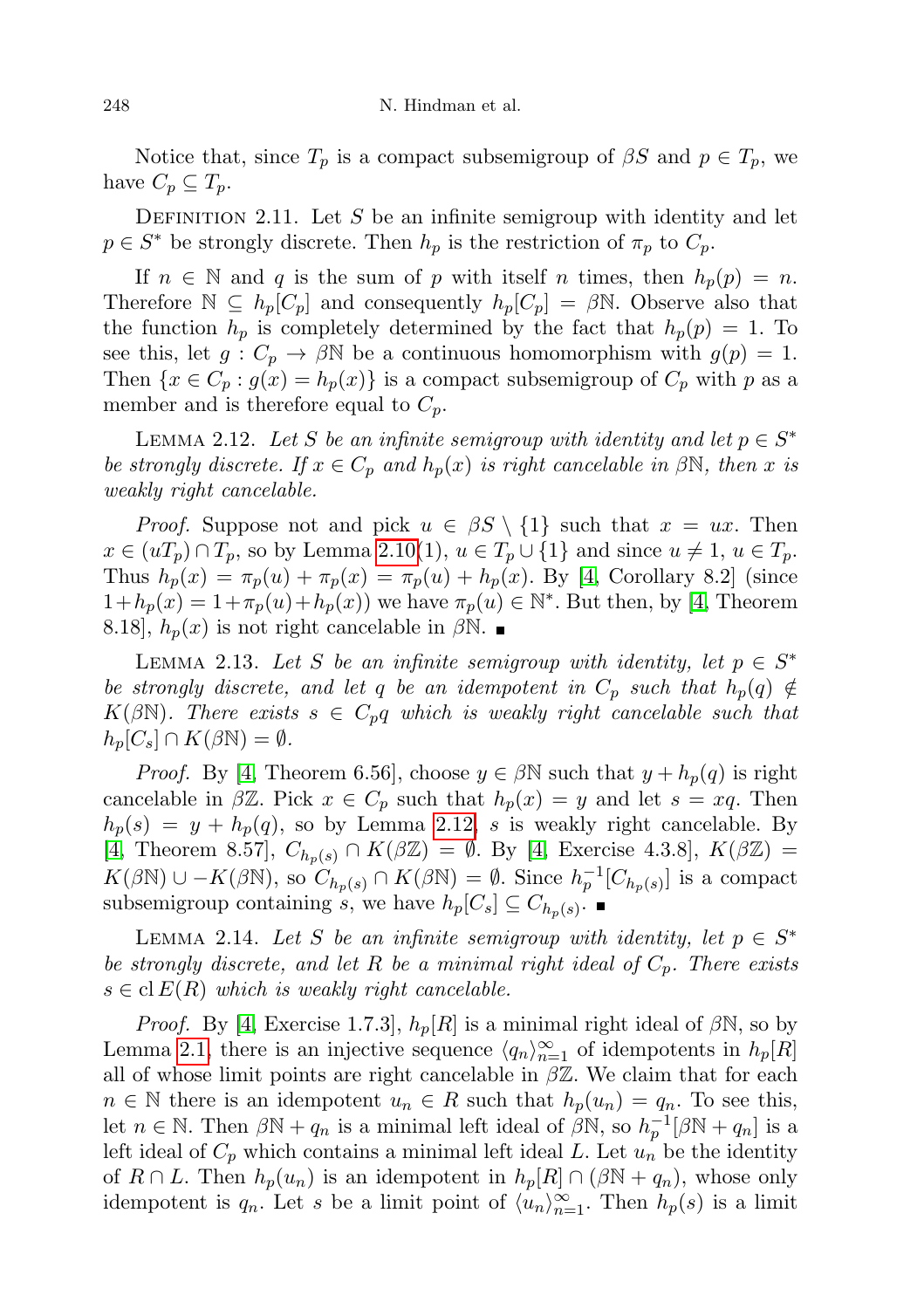Notice that, since $T_p$ is a compact subsemigroup of $\beta S$ and $p \in T_p$, we have $C_p \subseteq T_p$.

Definition 2.11. Let $S$ be an infinite semigroup with identity and let $p \in S^*$ be strongly discrete. Then $h_p$ is the restriction of $\pi_p$ to $C_p$.

If $n \in \mathbb{N}$ and $q$ is the sum of $p$ with itself $n$ times, then $h_p(p) = n$. Therefore $\mathbb{N} \subseteq h_p[C_p]$ and consequently $h_p[C_p] = \beta\mathbb{N}$. Observe also that the function $h_p$ is completely determined by the fact that $h_p(p) = 1$. To see this, let $g : C_p \to \beta\mathbb{N}$ be a continuous homomorphism with $g(p) = 1$. Then $\{x \in C_p : g(x) = h_p(x)\}$ is a compact subsemigroup of $C_p$ with $p$ as a member and is therefore equal to $C_p$.

Lemma 2.12. *Let $S$ be an infinite semigroup with identity and let $p \in S^*$ be strongly discrete. If $x \in C_p$ and $h_p(x)$ is right cancelable in $\beta\mathbb{N}$, then $x$ is weakly right cancelable.*

*Proof.* Suppose not and pick $u \in \beta S \setminus \{1\}$ such that $x = ux$. Then $x \in (uT_p) \cap T_p$, so by Lemma 2.10(1), $u \in T_p \cup \{1\}$ and since $u \neq 1$, $u \in T_p$. Thus $h_p(x) = \pi_p(u) + \pi_p(x) = \pi_p(u) + h_p(x)$. By [4, Corollary 8.2] (since $1 + h_p(x) = 1 + \pi_p(u) + h_p(x)$) we have $\pi_p(u) \in \mathbb{N}^*$. But then, by [4, Theorem 8.18], $h_p(x)$ is not right cancelable in $\beta\mathbb{N}$. ∎

Lemma 2.13. *Let $S$ be an infinite semigroup with identity, let $p \in S^*$ be strongly discrete, and let $q$ be an idempotent in $C_p$ such that $h_p(q) \notin K(\beta\mathbb{N})$. There exists $s \in C_p q$ which is weakly right cancelable such that $h_p[C_s] \cap K(\beta\mathbb{N}) = \emptyset$.*

*Proof.* By [4, Theorem 6.56], choose $y \in \beta\mathbb{N}$ such that $y + h_p(q)$ is right cancelable in $\beta\mathbb{Z}$. Pick $x \in C_p$ such that $h_p(x) = y$ and let $s = xq$. Then $h_p(s) = y + h_p(q)$, so by Lemma 2.12, $s$ is weakly right cancelable. By [4, Theorem 8.57], $C_{h_p(s)} \cap K(\beta\mathbb{Z}) = \emptyset$. By [4, Exercise 4.3.8], $K(\beta\mathbb{Z}) = K(\beta\mathbb{N}) \cup -K(\beta\mathbb{N})$, so $C_{h_p(s)} \cap K(\beta\mathbb{N}) = \emptyset$. Since $h_p^{-1}[C_{h_p(s)}]$ is a compact subsemigroup containing $s$, we have $h_p[C_s] \subseteq C_{h_p(s)}$. ∎

Lemma 2.14. *Let $S$ be an infinite semigroup with identity, let $p \in S^*$ be strongly discrete, and let $R$ be a minimal right ideal of $C_p$. There exists $s \in \operatorname{cl} E(R)$ which is weakly right cancelable.*

*Proof.* By [4, Exercise 1.7.3], $h_p[R]$ is a minimal right ideal of $\beta\mathbb{N}$, so by Lemma 2.1, there is an injective sequence $\langle q_n \rangle_{n=1}^{\infty}$ of idempotents in $h_p[R]$ all of whose limit points are right cancelable in $\beta\mathbb{Z}$. We claim that for each $n \in \mathbb{N}$ there is an idempotent $u_n \in R$ such that $h_p(u_n) = q_n$. To see this, let $n \in \mathbb{N}$. Then $\beta\mathbb{N} + q_n$ is a minimal left ideal of $\beta\mathbb{N}$, so $h_p^{-1}[\beta\mathbb{N} + q_n]$ is a left ideal of $C_p$ which contains a minimal left ideal $L$. Let $u_n$ be the identity of $R \cap L$. Then $h_p(u_n)$ is an idempotent in $h_p[R] \cap (\beta\mathbb{N} + q_n)$, whose only idempotent is $q_n$. Let $s$ be a limit point of $\langle u_n \rangle_{n=1}^{\infty}$. Then $h_p(s)$ is a limit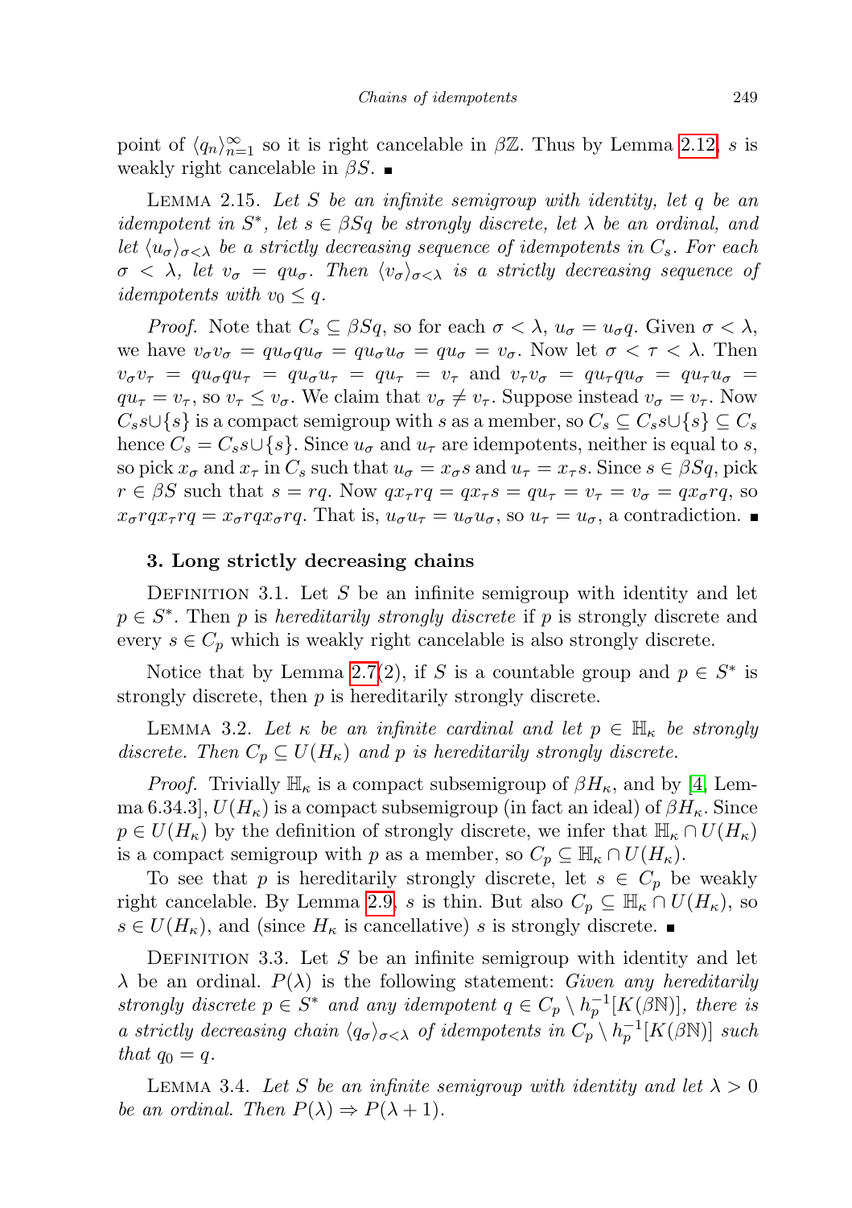point of $\langle q_n \rangle_{n=1}^{\infty}$ so it is right cancelable in $\beta\mathbb{Z}$. Thus by Lemma 2.12, $s$ is weakly right cancelable in $\beta S$. ∎

LEMMA 2.15. *Let $S$ be an infinite semigroup with identity, let $q$ be an idempotent in $S^*$, let $s \in \beta S q$ be strongly discrete, let $\lambda$ be an ordinal, and let $\langle u_\sigma \rangle_{\sigma<\lambda}$ be a strictly decreasing sequence of idempotents in $C_s$. For each $\sigma < \lambda$, let $v_\sigma = q u_\sigma$. Then $\langle v_\sigma \rangle_{\sigma<\lambda}$ is a strictly decreasing sequence of idempotents with $v_0 \leq q$.*

*Proof.* Note that $C_s \subseteq \beta S q$, so for each $\sigma < \lambda$, $u_\sigma = u_\sigma q$. Given $\sigma < \lambda$, we have $v_\sigma v_\sigma = q u_\sigma q u_\sigma = q u_\sigma u_\sigma = q u_\sigma = v_\sigma$. Now let $\sigma < \tau < \lambda$. Then $v_\sigma v_\tau = q u_\sigma q u_\tau = q u_\sigma u_\tau = q u_\tau = v_\tau$ and $v_\tau v_\sigma = q u_\tau q u_\sigma = q u_\tau u_\sigma = q u_\tau = v_\tau$, so $v_\tau \leq v_\sigma$. We claim that $v_\sigma \neq v_\tau$. Suppose instead $v_\sigma = v_\tau$. Now $C_s s \cup \{s\}$ is a compact semigroup with $s$ as a member, so $C_s \subseteq C_s s \cup \{s\} \subseteq C_s$ hence $C_s = C_s s \cup \{s\}$. Since $u_\sigma$ and $u_\tau$ are idempotents, neither is equal to $s$, so pick $x_\sigma$ and $x_\tau$ in $C_s$ such that $u_\sigma = x_\sigma s$ and $u_\tau = x_\tau s$. Since $s \in \beta S q$, pick $r \in \beta S$ such that $s = rq$. Now $q x_\tau r q = q x_\tau s = q u_\tau = v_\tau = v_\sigma = q x_\sigma r q$, so $x_\sigma r q x_\tau r q = x_\sigma r q x_\sigma r q$. That is, $u_\sigma u_\tau = u_\sigma u_\sigma$, so $u_\tau = u_\sigma$, a contradiction. ∎

### 3. Long strictly decreasing chains

DEFINITION 3.1. Let $S$ be an infinite semigroup with identity and let $p \in S^*$. Then $p$ is *hereditarily strongly discrete* if $p$ is strongly discrete and every $s \in C_p$ which is weakly right cancelable is also strongly discrete.

Notice that by Lemma 2.7(2), if $S$ is a countable group and $p \in S^*$ is strongly discrete, then $p$ is hereditarily strongly discrete.

LEMMA 3.2. *Let $\kappa$ be an infinite cardinal and let $p \in \mathbb{H}_\kappa$ be strongly discrete. Then $C_p \subseteq U(H_\kappa)$ and $p$ is hereditarily strongly discrete.*

*Proof.* Trivially $\mathbb{H}_\kappa$ is a compact subsemigroup of $\beta H_\kappa$, and by [4, Lemma 6.34.3], $U(H_\kappa)$ is a compact subsemigroup (in fact an ideal) of $\beta H_\kappa$. Since $p \in U(H_\kappa)$ by the definition of strongly discrete, we infer that $\mathbb{H}_\kappa \cap U(H_\kappa)$ is a compact semigroup with $p$ as a member, so $C_p \subseteq \mathbb{H}_\kappa \cap U(H_\kappa)$.

To see that $p$ is hereditarily strongly discrete, let $s \in C_p$ be weakly right cancelable. By Lemma 2.9, $s$ is thin. But also $C_p \subseteq \mathbb{H}_\kappa \cap U(H_\kappa)$, so $s \in U(H_\kappa)$, and (since $H_\kappa$ is cancellative) $s$ is strongly discrete. ∎

DEFINITION 3.3. Let $S$ be an infinite semigroup with identity and let $\lambda$ be an ordinal. $P(\lambda)$ is the following statement: *Given any hereditarily strongly discrete $p \in S^*$ and any idempotent $q \in C_p \setminus h_p^{-1}[K(\beta\mathbb{N})]$, there is a strictly decreasing chain $\langle q_\sigma \rangle_{\sigma<\lambda}$ of idempotents in $C_p \setminus h_p^{-1}[K(\beta\mathbb{N})]$ such that $q_0 = q$.*

LEMMA 3.4. *Let $S$ be an infinite semigroup with identity and let $\lambda > 0$ be an ordinal. Then $P(\lambda) \Rightarrow P(\lambda + 1)$.*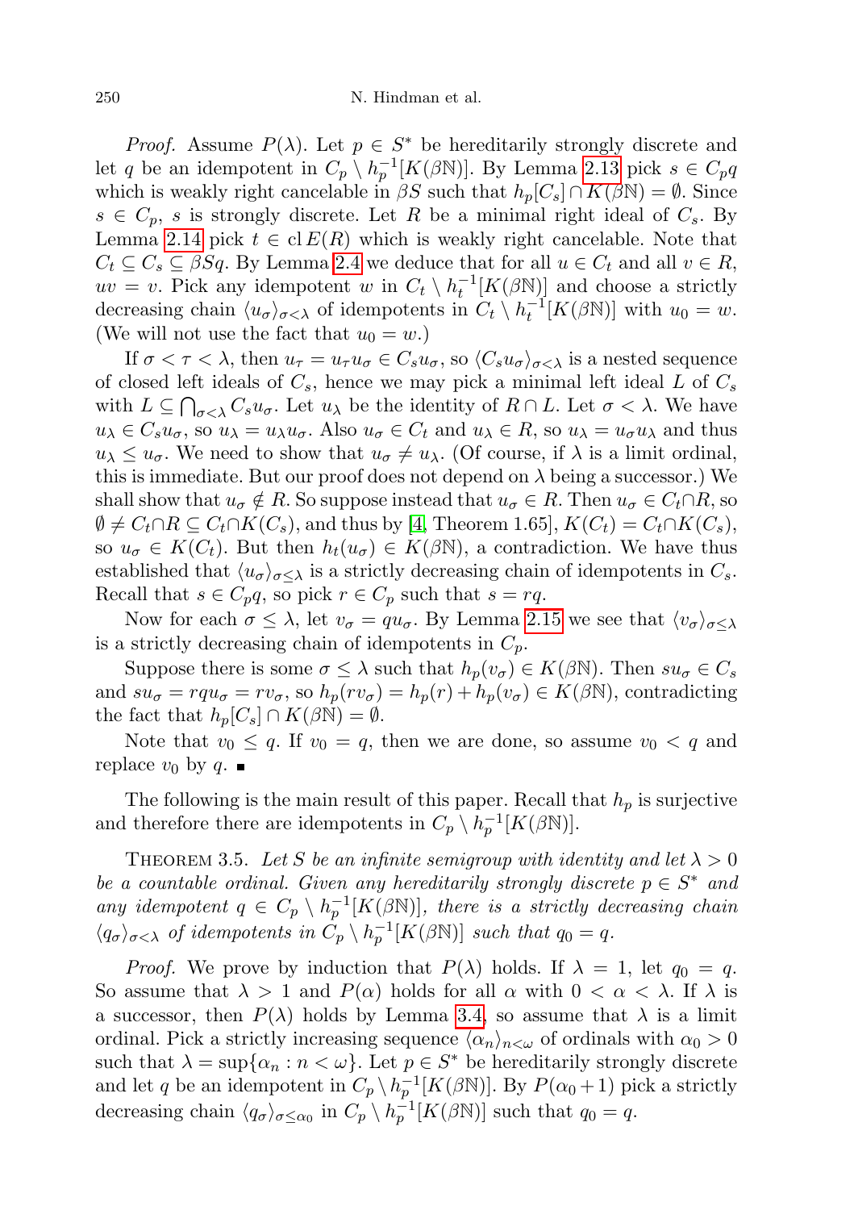*Proof.* Assume $P(\lambda)$. Let $p \in S^*$ be hereditarily strongly discrete and let $q$ be an idempotent in $C_p \setminus h_p^{-1}[K(\beta\mathbb{N})]$. By Lemma 2.13 pick $s \in C_p q$ which is weakly right cancelable in $\beta S$ such that $h_p[C_s] \cap K(\beta\mathbb{N}) = \emptyset$. Since $s \in C_p$, $s$ is strongly discrete. Let $R$ be a minimal right ideal of $C_s$. By Lemma 2.14 pick $t \in \operatorname{cl} E(R)$ which is weakly right cancelable. Note that $C_t \subseteq C_s \subseteq \beta S q$. By Lemma 2.4 we deduce that for all $u \in C_t$ and all $v \in R$, $uv = v$. Pick any idempotent $w$ in $C_t \setminus h_t^{-1}[K(\beta\mathbb{N})]$ and choose a strictly decreasing chain $\langle u_\sigma \rangle_{\sigma<\lambda}$ of idempotents in $C_t \setminus h_t^{-1}[K(\beta\mathbb{N})]$ with $u_0 = w$. (We will not use the fact that $u_0 = w$.)

If $\sigma < \tau < \lambda$, then $u_\tau = u_\tau u_\sigma \in C_s u_\sigma$, so $\langle C_s u_\sigma \rangle_{\sigma<\lambda}$ is a nested sequence of closed left ideals of $C_s$, hence we may pick a minimal left ideal $L$ of $C_s$ with $L \subseteq \bigcap_{\sigma<\lambda} C_s u_\sigma$. Let $u_\lambda$ be the identity of $R \cap L$. Let $\sigma < \lambda$. We have $u_\lambda \in C_s u_\sigma$, so $u_\lambda = u_\lambda u_\sigma$. Also $u_\sigma \in C_t$ and $u_\lambda \in R$, so $u_\lambda = u_\sigma u_\lambda$ and thus $u_\lambda \leq u_\sigma$. We need to show that $u_\sigma \neq u_\lambda$. (Of course, if $\lambda$ is a limit ordinal, this is immediate. But our proof does not depend on $\lambda$ being a successor.) We shall show that $u_\sigma \notin R$. So suppose instead that $u_\sigma \in R$. Then $u_\sigma \in C_t \cap R$, so $\emptyset \neq C_t \cap R \subseteq C_t \cap K(C_s)$, and thus by [4, Theorem 1.65], $K(C_t) = C_t \cap K(C_s)$, so $u_\sigma \in K(C_t)$. But then $h_t(u_\sigma) \in K(\beta\mathbb{N})$, a contradiction. We have thus established that $\langle u_\sigma \rangle_{\sigma \leq \lambda}$ is a strictly decreasing chain of idempotents in $C_s$. Recall that $s \in C_p q$, so pick $r \in C_p$ such that $s = rq$.

Now for each $\sigma \leq \lambda$, let $v_\sigma = q u_\sigma$. By Lemma 2.15 we see that $\langle v_\sigma \rangle_{\sigma \leq \lambda}$ is a strictly decreasing chain of idempotents in $C_p$.

Suppose there is some $\sigma \leq \lambda$ such that $h_p(v_\sigma) \in K(\beta\mathbb{N})$. Then $s u_\sigma \in C_s$ and $s u_\sigma = r q u_\sigma = r v_\sigma$, so $h_p(r v_\sigma) = h_p(r) + h_p(v_\sigma) \in K(\beta\mathbb{N})$, contradicting the fact that $h_p[C_s] \cap K(\beta\mathbb{N}) = \emptyset$.

Note that $v_0 \leq q$. If $v_0 = q$, then we are done, so assume $v_0 < q$ and replace $v_0$ by $q$. ∎

The following is the main result of this paper. Recall that $h_p$ is surjective and therefore there are idempotents in $C_p \setminus h_p^{-1}[K(\beta\mathbb{N})]$.

**Theorem 3.5.** *Let $S$ be an infinite semigroup with identity and let $\lambda > 0$ be a countable ordinal. Given any hereditarily strongly discrete $p \in S^*$ and any idempotent $q \in C_p \setminus h_p^{-1}[K(\beta\mathbb{N})]$, there is a strictly decreasing chain $\langle q_\sigma \rangle_{\sigma<\lambda}$ of idempotents in $C_p \setminus h_p^{-1}[K(\beta\mathbb{N})]$ such that $q_0 = q$.*

*Proof.* We prove by induction that $P(\lambda)$ holds. If $\lambda = 1$, let $q_0 = q$. So assume that $\lambda > 1$ and $P(\alpha)$ holds for all $\alpha$ with $0 < \alpha < \lambda$. If $\lambda$ is a successor, then $P(\lambda)$ holds by Lemma 3.4, so assume that $\lambda$ is a limit ordinal. Pick a strictly increasing sequence $\langle \alpha_n \rangle_{n<\omega}$ of ordinals with $\alpha_0 > 0$ such that $\lambda = \sup\{\alpha_n : n < \omega\}$. Let $p \in S^*$ be hereditarily strongly discrete and let $q$ be an idempotent in $C_p \setminus h_p^{-1}[K(\beta\mathbb{N})]$. By $P(\alpha_0 + 1)$ pick a strictly decreasing chain $\langle q_\sigma \rangle_{\sigma \leq \alpha_0}$ in $C_p \setminus h_p^{-1}[K(\beta\mathbb{N})]$ such that $q_0 = q$.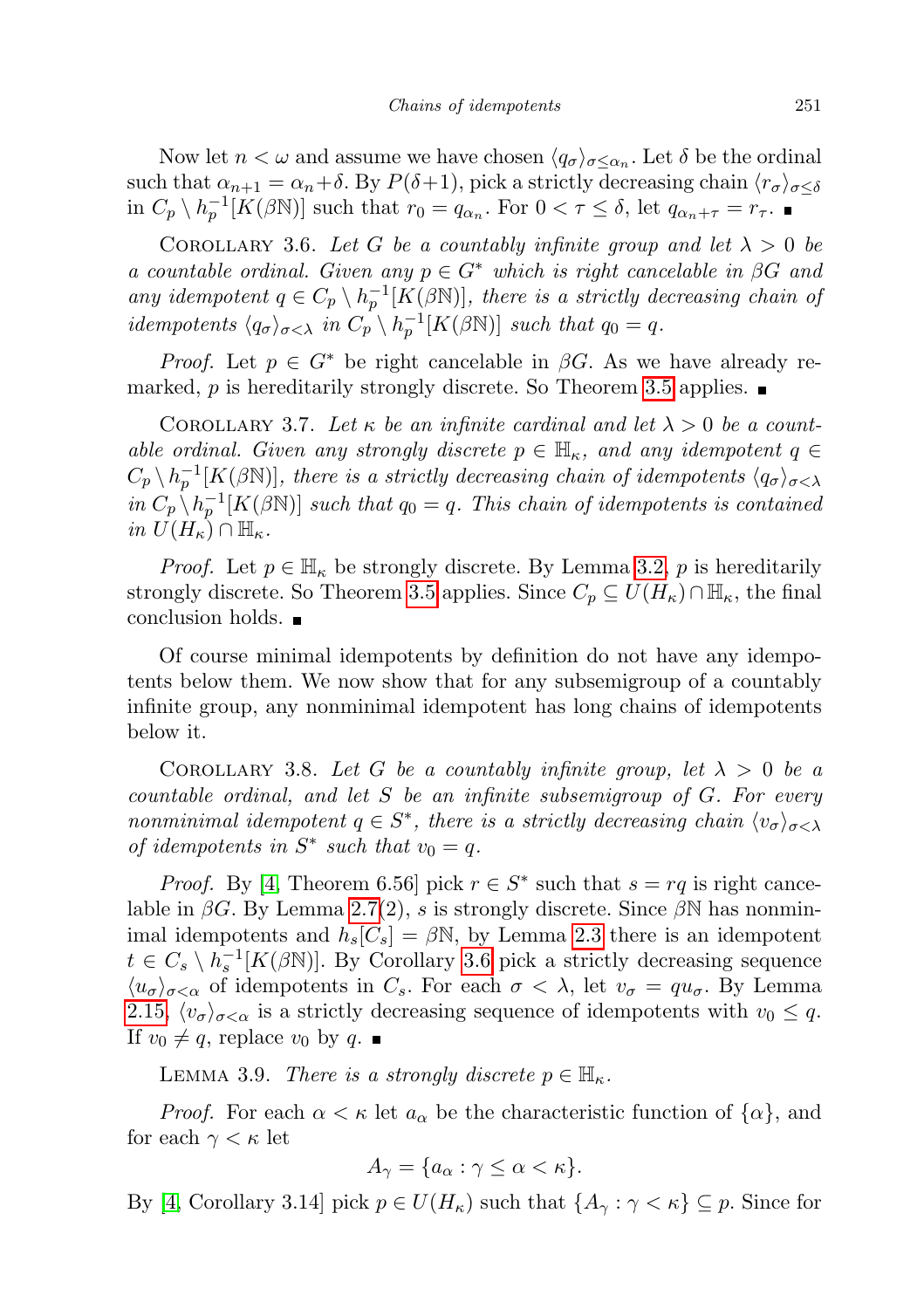Now let $n < \omega$ and assume we have chosen $\langle q_\sigma \rangle_{\sigma \le \alpha_n}$. Let $\delta$ be the ordinal such that $\alpha_{n+1} = \alpha_n + \delta$. By $P(\delta+1)$, pick a strictly decreasing chain $\langle r_\sigma \rangle_{\sigma \le \delta}$ in $C_p \setminus h_p^{-1}[K(\beta\mathbb{N})]$ such that $r_0 = q_{\alpha_n}$. For $0 < \tau \le \delta$, let $q_{\alpha_n + \tau} = r_\tau$. ∎

Corollary 3.6. *Let $G$ be a countably infinite group and let $\lambda > 0$ be a countable ordinal. Given any $p \in G^*$ which is right cancelable in $\beta G$ and any idempotent $q \in C_p \setminus h_p^{-1}[K(\beta\mathbb{N})]$, there is a strictly decreasing chain of idempotents $\langle q_\sigma \rangle_{\sigma < \lambda}$ in $C_p \setminus h_p^{-1}[K(\beta\mathbb{N})]$ such that $q_0 = q$.*

*Proof.* Let $p \in G^*$ be right cancelable in $\beta G$. As we have already remarked, $p$ is hereditarily strongly discrete. So Theorem 3.5 applies. ∎

Corollary 3.7. *Let $\kappa$ be an infinite cardinal and let $\lambda > 0$ be a countable ordinal. Given any strongly discrete $p \in \mathbb{H}_\kappa$, and any idempotent $q \in C_p \setminus h_p^{-1}[K(\beta\mathbb{N})]$, there is a strictly decreasing chain of idempotents $\langle q_\sigma \rangle_{\sigma < \lambda}$ in $C_p \setminus h_p^{-1}[K(\beta\mathbb{N})]$ such that $q_0 = q$. This chain of idempotents is contained in $U(H_\kappa) \cap \mathbb{H}_\kappa$.*

*Proof.* Let $p \in \mathbb{H}_\kappa$ be strongly discrete. By Lemma 3.2, $p$ is hereditarily strongly discrete. So Theorem 3.5 applies. Since $C_p \subseteq U(H_\kappa) \cap \mathbb{H}_\kappa$, the final conclusion holds. ∎

Of course minimal idempotents by definition do not have any idempotents below them. We now show that for any subsemigroup of a countably infinite group, any nonminimal idempotent has long chains of idempotents below it.

Corollary 3.8. *Let $G$ be a countably infinite group, let $\lambda > 0$ be a countable ordinal, and let $S$ be an infinite subsemigroup of $G$. For every nonminimal idempotent $q \in S^*$, there is a strictly decreasing chain $\langle v_\sigma \rangle_{\sigma < \lambda}$ of idempotents in $S^*$ such that $v_0 = q$.*

*Proof.* By [4, Theorem 6.56] pick $r \in S^*$ such that $s = rq$ is right cancelable in $\beta G$. By Lemma 2.7(2), $s$ is strongly discrete. Since $\beta\mathbb{N}$ has nonminimal idempotents and $h_s[C_s] = \beta\mathbb{N}$, by Lemma 2.3 there is an idempotent $t \in C_s \setminus h_s^{-1}[K(\beta\mathbb{N})]$. By Corollary 3.6 pick a strictly decreasing sequence $\langle u_\sigma \rangle_{\sigma < \alpha}$ of idempotents in $C_s$. For each $\sigma < \lambda$, let $v_\sigma = q u_\sigma$. By Lemma 2.15, $\langle v_\sigma \rangle_{\sigma < \alpha}$ is a strictly decreasing sequence of idempotents with $v_0 \le q$. If $v_0 \ne q$, replace $v_0$ by $q$. ∎

Lemma 3.9. *There is a strongly discrete $p \in \mathbb{H}_\kappa$.*

*Proof.* For each $\alpha < \kappa$ let $a_\alpha$ be the characteristic function of $\{\alpha\}$, and for each $\gamma < \kappa$ let

$$A_\gamma = \{a_\alpha : \gamma \le \alpha < \kappa\}.$$

By [4, Corollary 3.14] pick $p \in U(H_\kappa)$ such that $\{A_\gamma : \gamma < \kappa\} \subseteq p$. Since for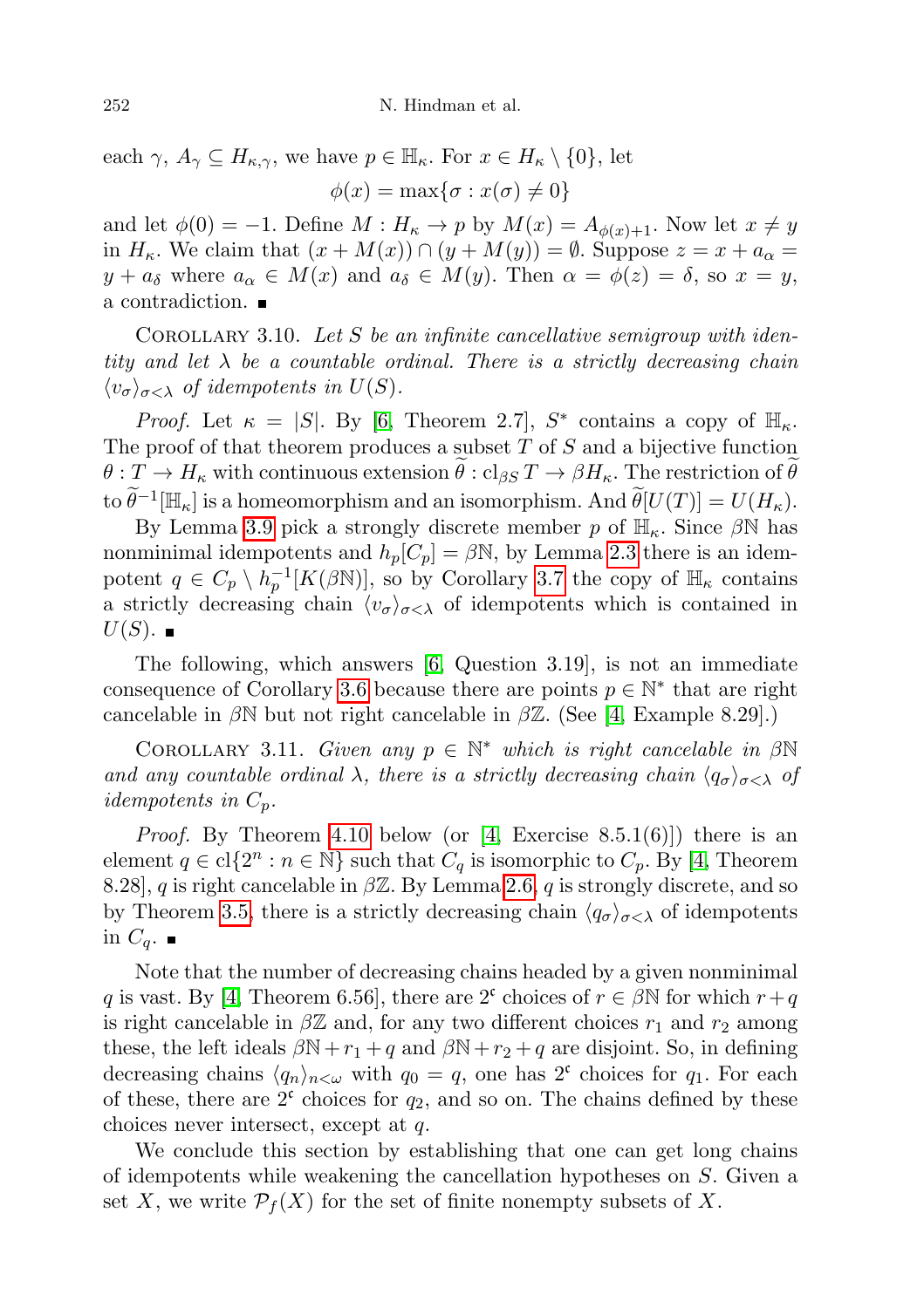each $\gamma$, $A_\gamma \subseteq H_{\kappa,\gamma}$, we have $p \in \mathbb{H}_\kappa$. For $x \in H_\kappa \setminus \{0\}$, let

$$\phi(x) = \max\{\sigma : x(\sigma) \neq 0\}$$

and let $\phi(0) = -1$. Define $M : H_\kappa \to p$ by $M(x) = A_{\phi(x)+1}$. Now let $x \neq y$ in $H_\kappa$. We claim that $(x + M(x)) \cap (y + M(y)) = \emptyset$. Suppose $z = x + a_\alpha = y + a_\delta$ where $a_\alpha \in M(x)$ and $a_\delta \in M(y)$. Then $\alpha = \phi(z) = \delta$, so $x = y$, a contradiction. ∎

Corollary 3.10. *Let $S$ be an infinite cancellative semigroup with identity and let $\lambda$ be a countable ordinal. There is a strictly decreasing chain $\langle v_\sigma \rangle_{\sigma<\lambda}$ of idempotents in $U(S)$.*

*Proof.* Let $\kappa = |S|$. By [6, Theorem 2.7], $S^*$ contains a copy of $\mathbb{H}_\kappa$. The proof of that theorem produces a subset $T$ of $S$ and a bijective function $\theta : T \to H_\kappa$ with continuous extension $\widetilde{\theta} : \mathrm{cl}_{\beta S} T \to \beta H_\kappa$. The restriction of $\widetilde{\theta}$ to $\widetilde{\theta}^{-1}[\mathbb{H}_\kappa]$ is a homeomorphism and an isomorphism. And $\widetilde{\theta}[U(T)] = U(H_\kappa)$.

By Lemma 3.9 pick a strongly discrete member $p$ of $\mathbb{H}_\kappa$. Since $\beta\mathbb{N}$ has nonminimal idempotents and $h_p[C_p] = \beta\mathbb{N}$, by Lemma 2.3 there is an idempotent $q \in C_p \setminus h_p^{-1}[K(\beta\mathbb{N})]$, so by Corollary 3.7 the copy of $\mathbb{H}_\kappa$ contains a strictly decreasing chain $\langle v_\sigma \rangle_{\sigma<\lambda}$ of idempotents which is contained in $U(S)$. ∎

The following, which answers [6, Question 3.19], is not an immediate consequence of Corollary 3.6 because there are points $p \in \mathbb{N}^*$ that are right cancelable in $\beta\mathbb{N}$ but not right cancelable in $\beta\mathbb{Z}$. (See [4, Example 8.29].)

Corollary 3.11. *Given any $p \in \mathbb{N}^*$ which is right cancelable in $\beta\mathbb{N}$ and any countable ordinal $\lambda$, there is a strictly decreasing chain $\langle q_\sigma \rangle_{\sigma<\lambda}$ of idempotents in $C_p$.*

*Proof.* By Theorem 4.10 below (or [4, Exercise 8.5.1(6)]) there is an element $q \in \mathrm{cl}\{2^n : n \in \mathbb{N}\}$ such that $C_q$ is isomorphic to $C_p$. By [4, Theorem 8.28], $q$ is right cancelable in $\beta\mathbb{Z}$. By Lemma 2.6, $q$ is strongly discrete, and so by Theorem 3.5, there is a strictly decreasing chain $\langle q_\sigma \rangle_{\sigma<\lambda}$ of idempotents in $C_q$. ∎

Note that the number of decreasing chains headed by a given nonminimal $q$ is vast. By [4, Theorem 6.56], there are $2^{\mathfrak{c}}$ choices of $r \in \beta\mathbb{N}$ for which $r + q$ is right cancelable in $\beta\mathbb{Z}$ and, for any two different choices $r_1$ and $r_2$ among these, the left ideals $\beta\mathbb{N} + r_1 + q$ and $\beta\mathbb{N} + r_2 + q$ are disjoint. So, in defining decreasing chains $\langle q_n \rangle_{n<\omega}$ with $q_0 = q$, one has $2^{\mathfrak{c}}$ choices for $q_1$. For each of these, there are $2^{\mathfrak{c}}$ choices for $q_2$, and so on. The chains defined by these choices never intersect, except at $q$.

We conclude this section by establishing that one can get long chains of idempotents while weakening the cancellation hypotheses on $S$. Given a set $X$, we write $\mathcal{P}_f(X)$ for the set of finite nonempty subsets of $X$.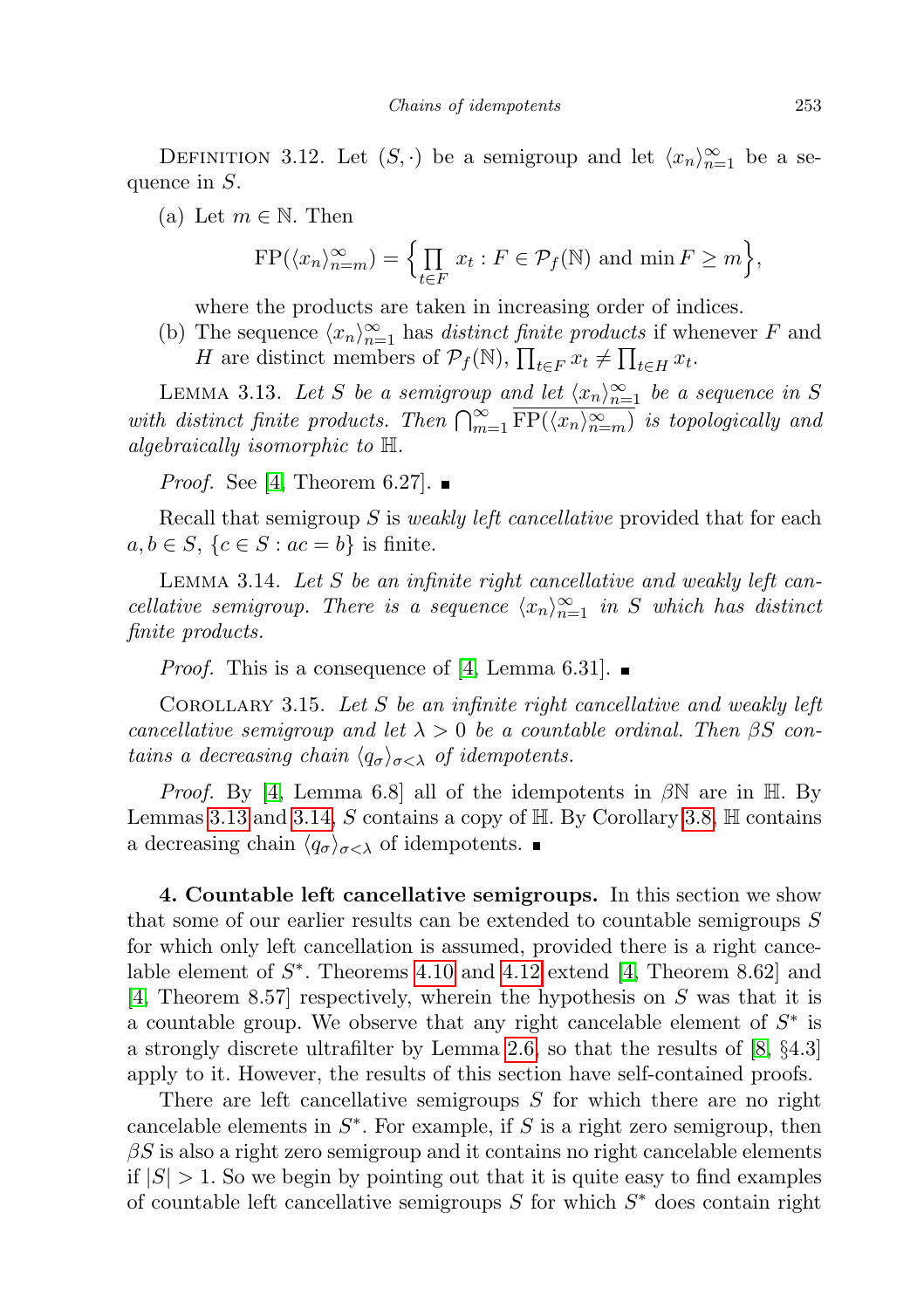Definition 3.12. Let $(S,\cdot)$ be a semigroup and let $\langle x_n\rangle_{n=1}^{\infty}$ be a sequence in $S$.

(a) Let $m\in\mathbb{N}$. Then

$$\mathrm{FP}(\langle x_n\rangle_{n=m}^{\infty})=\Big\{\prod_{t\in F}x_t : F\in\mathcal{P}_f(\mathbb{N}) \text{ and } \min F\geq m\Big\},$$

where the products are taken in increasing order of indices.

(b) The sequence $\langle x_n\rangle_{n=1}^{\infty}$ has *distinct finite products* if whenever $F$ and $H$ are distinct members of $\mathcal{P}_f(\mathbb{N})$, $\prod_{t\in F}x_t\neq\prod_{t\in H}x_t$.

Lemma 3.13. *Let $S$ be a semigroup and let $\langle x_n\rangle_{n=1}^{\infty}$ be a sequence in $S$ with distinct finite products. Then $\bigcap_{m=1}^{\infty}\overline{\mathrm{FP}(\langle x_n\rangle_{n=m}^{\infty})}$ is topologically and algebraically isomorphic to $\mathbb{H}$.*

*Proof.* See [4, Theorem 6.27]. ∎

Recall that semigroup $S$ is *weakly left cancellative* provided that for each $a,b\in S$, $\{c\in S: ac=b\}$ is finite.

Lemma 3.14. *Let $S$ be an infinite right cancellative and weakly left cancellative semigroup. There is a sequence $\langle x_n\rangle_{n=1}^{\infty}$ in $S$ which has distinct finite products.*

*Proof.* This is a consequence of [4, Lemma 6.31]. ∎

Corollary 3.15. *Let $S$ be an infinite right cancellative and weakly left cancellative semigroup and let $\lambda>0$ be a countable ordinal. Then $\beta S$ contains a decreasing chain $\langle q_\sigma\rangle_{\sigma<\lambda}$ of idempotents.*

*Proof.* By [4, Lemma 6.8] all of the idempotents in $\beta\mathbb{N}$ are in $\mathbb{H}$. By Lemmas 3.13 and 3.14, $S$ contains a copy of $\mathbb{H}$. By Corollary 3.8, $\mathbb{H}$ contains a decreasing chain $\langle q_\sigma\rangle_{\sigma<\lambda}$ of idempotents. ∎

**4. Countable left cancellative semigroups.** In this section we show that some of our earlier results can be extended to countable semigroups $S$ for which only left cancellation is assumed, provided there is a right cancelable element of $S^*$. Theorems 4.10 and 4.12 extend [4, Theorem 8.62] and [4, Theorem 8.57] respectively, wherein the hypothesis on $S$ was that it is a countable group. We observe that any right cancelable element of $S^*$ is a strongly discrete ultrafilter by Lemma 2.6, so that the results of [8, §4.3] apply to it. However, the results of this section have self-contained proofs.

There are left cancellative semigroups $S$ for which there are no right cancelable elements in $S^*$. For example, if $S$ is a right zero semigroup, then $\beta S$ is also a right zero semigroup and it contains no right cancelable elements if $|S|>1$. So we begin by pointing out that it is quite easy to find examples of countable left cancellative semigroups $S$ for which $S^*$ does contain right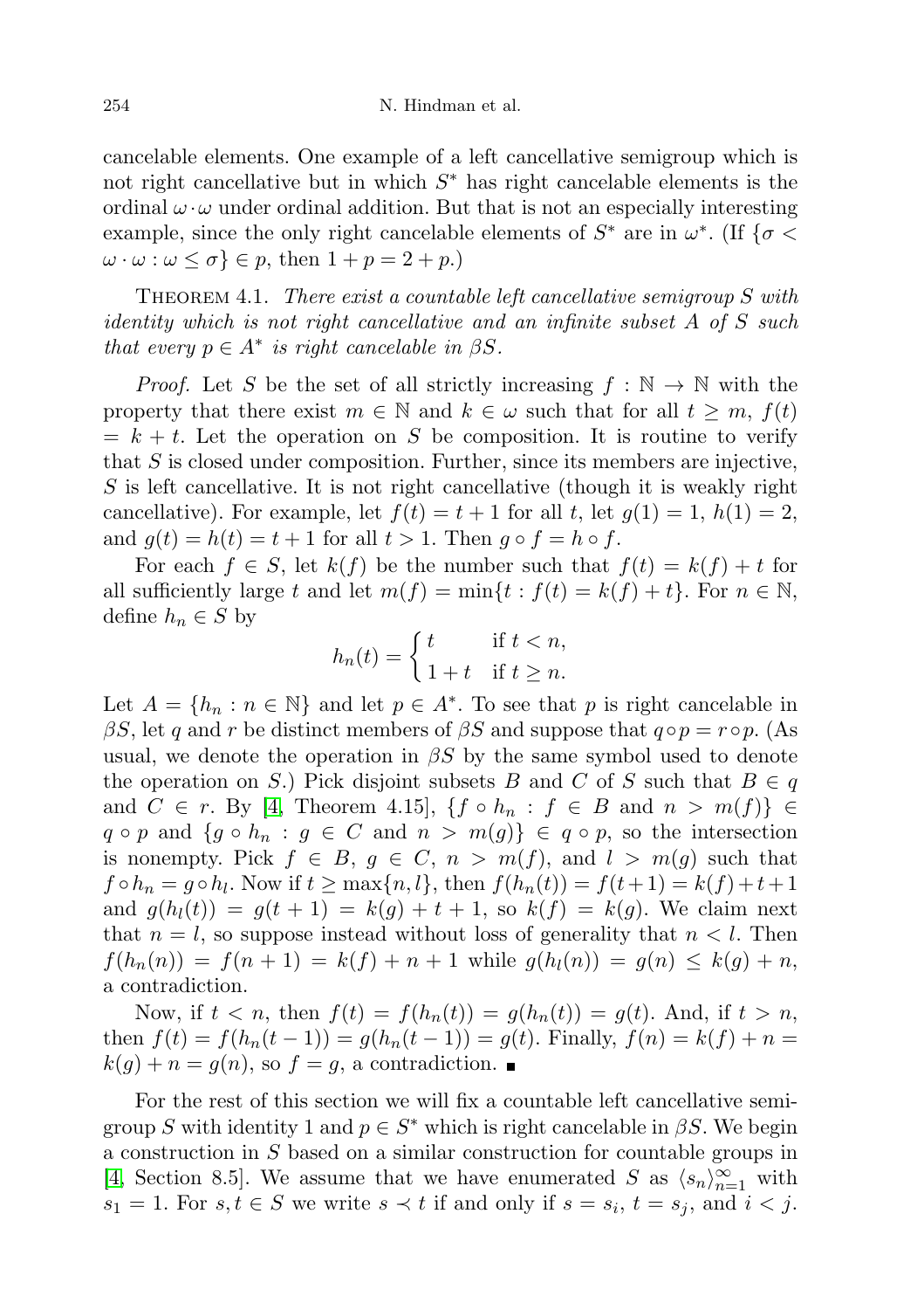cancelable elements. One example of a left cancellative semigroup which is not right cancellative but in which $S^*$ has right cancelable elements is the ordinal $\omega\cdot\omega$ under ordinal addition. But that is not an especially interesting example, since the only right cancelable elements of $S^*$ are in $\omega^*$. (If $\{\sigma < \omega\cdot\omega : \omega \leq \sigma\} \in p$, then $1 + p = 2 + p$.)

THEOREM 4.1. *There exist a countable left cancellative semigroup $S$ with identity which is not right cancellative and an infinite subset $A$ of $S$ such that every $p \in A^*$ is right cancelable in $\beta S$.*

*Proof.* Let $S$ be the set of all strictly increasing $f : \mathbb{N} \to \mathbb{N}$ with the property that there exist $m \in \mathbb{N}$ and $k \in \omega$ such that for all $t \geq m$, $f(t) = k + t$. Let the operation on $S$ be composition. It is routine to verify that $S$ is closed under composition. Further, since its members are injective, $S$ is left cancellative. It is not right cancellative (though it is weakly right cancellative). For example, let $f(t) = t + 1$ for all $t$, let $g(1) = 1$, $h(1) = 2$, and $g(t) = h(t) = t + 1$ for all $t > 1$. Then $g \circ f = h \circ f$.

For each $f \in S$, let $k(f)$ be the number such that $f(t) = k(f) + t$ for all sufficiently large $t$ and let $m(f) = \min\{t : f(t) = k(f) + t\}$. For $n \in \mathbb{N}$, define $h_n \in S$ by

$$h_n(t) = \begin{cases} t & \text{if } t < n, \\ 1 + t & \text{if } t \geq n. \end{cases}$$

Let $A = \{h_n : n \in \mathbb{N}\}$ and let $p \in A^*$. To see that $p$ is right cancelable in $\beta S$, let $q$ and $r$ be distinct members of $\beta S$ and suppose that $q \circ p = r \circ p$. (As usual, we denote the operation in $\beta S$ by the same symbol used to denote the operation on $S$.) Pick disjoint subsets $B$ and $C$ of $S$ such that $B \in q$ and $C \in r$. By [4, Theorem 4.15], $\{f \circ h_n : f \in B \text{ and } n > m(f)\} \in q \circ p$ and $\{g \circ h_n : g \in C \text{ and } n > m(g)\} \in q \circ p$, so the intersection is nonempty. Pick $f \in B$, $g \in C$, $n > m(f)$, and $l > m(g)$ such that $f \circ h_n = g \circ h_l$. Now if $t \geq \max\{n, l\}$, then $f(h_n(t)) = f(t+1) = k(f) + t + 1$ and $g(h_l(t)) = g(t+1) = k(g) + t + 1$, so $k(f) = k(g)$. We claim next that $n = l$, so suppose instead without loss of generality that $n < l$. Then $f(h_n(n)) = f(n+1) = k(f) + n + 1$ while $g(h_l(n)) = g(n) \leq k(g) + n$, a contradiction.

Now, if $t < n$, then $f(t) = f(h_n(t)) = g(h_n(t)) = g(t)$. And, if $t > n$, then $f(t) = f(h_n(t-1)) = g(h_n(t-1)) = g(t)$. Finally, $f(n) = k(f) + n = k(g) + n = g(n)$, so $f = g$, a contradiction. ∎

For the rest of this section we will fix a countable left cancellative semigroup $S$ with identity 1 and $p \in S^*$ which is right cancelable in $\beta S$. We begin a construction in $S$ based on a similar construction for countable groups in [4, Section 8.5]. We assume that we have enumerated $S$ as $\langle s_n \rangle_{n=1}^{\infty}$ with $s_1 = 1$. For $s, t \in S$ we write $s \prec t$ if and only if $s = s_i$, $t = s_j$, and $i < j$.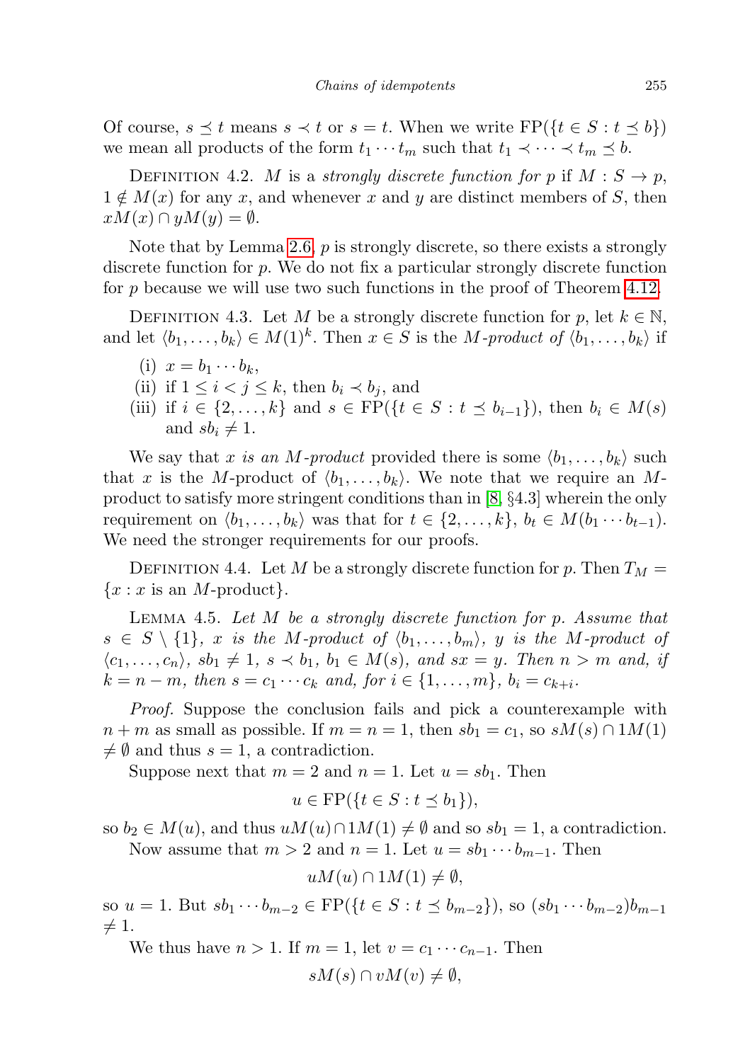Of course, $s \preceq t$ means $s \prec t$ or $s = t$. When we write $\mathrm{FP}(\{t \in S : t \preceq b\})$ we mean all products of the form $t_1 \cdots t_m$ such that $t_1 \prec \cdots \prec t_m \preceq b$.

Definition 4.2. $M$ is a *strongly discrete function for* $p$ if $M : S \to p$, $1 \notin M(x)$ for any $x$, and whenever $x$ and $y$ are distinct members of $S$, then $xM(x) \cap yM(y) = \emptyset$.

Note that by Lemma 2.6, $p$ is strongly discrete, so there exists a strongly discrete function for $p$. We do not fix a particular strongly discrete function for $p$ because we will use two such functions in the proof of Theorem 4.12.

Definition 4.3. Let $M$ be a strongly discrete function for $p$, let $k \in \mathbb{N}$, and let $\langle b_1, \ldots, b_k\rangle \in M(1)^k$. Then $x \in S$ is the *$M$-product of* $\langle b_1, \ldots, b_k\rangle$ if

(i) $x = b_1 \cdots b_k$,
(ii) if $1 \le i < j \le k$, then $b_i \prec b_j$, and
(iii) if $i \in \{2, \ldots, k\}$ and $s \in \mathrm{FP}(\{t \in S : t \preceq b_{i-1}\})$, then $b_i \in M(s)$ and $sb_i \neq 1$.

We say that *$x$ is an $M$-product* provided there is some $\langle b_1, \ldots, b_k\rangle$ such that $x$ is the $M$-product of $\langle b_1, \ldots, b_k\rangle$. We note that we require an $M$-product to satisfy more stringent conditions than in [8, §4.3] wherein the only requirement on $\langle b_1, \ldots, b_k\rangle$ was that for $t \in \{2, \ldots, k\}$, $b_t \in M(b_1 \cdots b_{t-1})$. We need the stronger requirements for our proofs.

Definition 4.4. Let $M$ be a strongly discrete function for $p$. Then $T_M = \{x : x \text{ is an } M\text{-product}\}$.

Lemma 4.5. *Let $M$ be a strongly discrete function for $p$. Assume that $s \in S \setminus \{1\}$, $x$ is the $M$-product of $\langle b_1, \ldots, b_m\rangle$, $y$ is the $M$-product of $\langle c_1, \ldots, c_n\rangle$, $sb_1 \neq 1$, $s \prec b_1$, $b_1 \in M(s)$, and $sx = y$. Then $n > m$ and, if $k = n - m$, then $s = c_1 \cdots c_k$ and, for $i \in \{1, \ldots, m\}$, $b_i = c_{k+i}$.*

*Proof.* Suppose the conclusion fails and pick a counterexample with $n + m$ as small as possible. If $m = n = 1$, then $sb_1 = c_1$, so $sM(s) \cap 1M(1) \neq \emptyset$ and thus $s = 1$, a contradiction.

Suppose next that $m = 2$ and $n = 1$. Let $u = sb_1$. Then

$$u \in \mathrm{FP}(\{t \in S : t \preceq b_1\}),$$

so $b_2 \in M(u)$, and thus $uM(u) \cap 1M(1) \neq \emptyset$ and so $sb_1 = 1$, a contradiction.

Now assume that $m > 2$ and $n = 1$. Let $u = sb_1 \cdots b_{m-1}$. Then

$$uM(u) \cap 1M(1) \neq \emptyset,$$

so $u = 1$. But $sb_1 \cdots b_{m-2} \in \mathrm{FP}(\{t \in S : t \preceq b_{m-2}\})$, so $(sb_1 \cdots b_{m-2})b_{m-1} \neq 1$.

We thus have $n > 1$. If $m = 1$, let $v = c_1 \cdots c_{n-1}$. Then

$$sM(s) \cap vM(v) \neq \emptyset,$$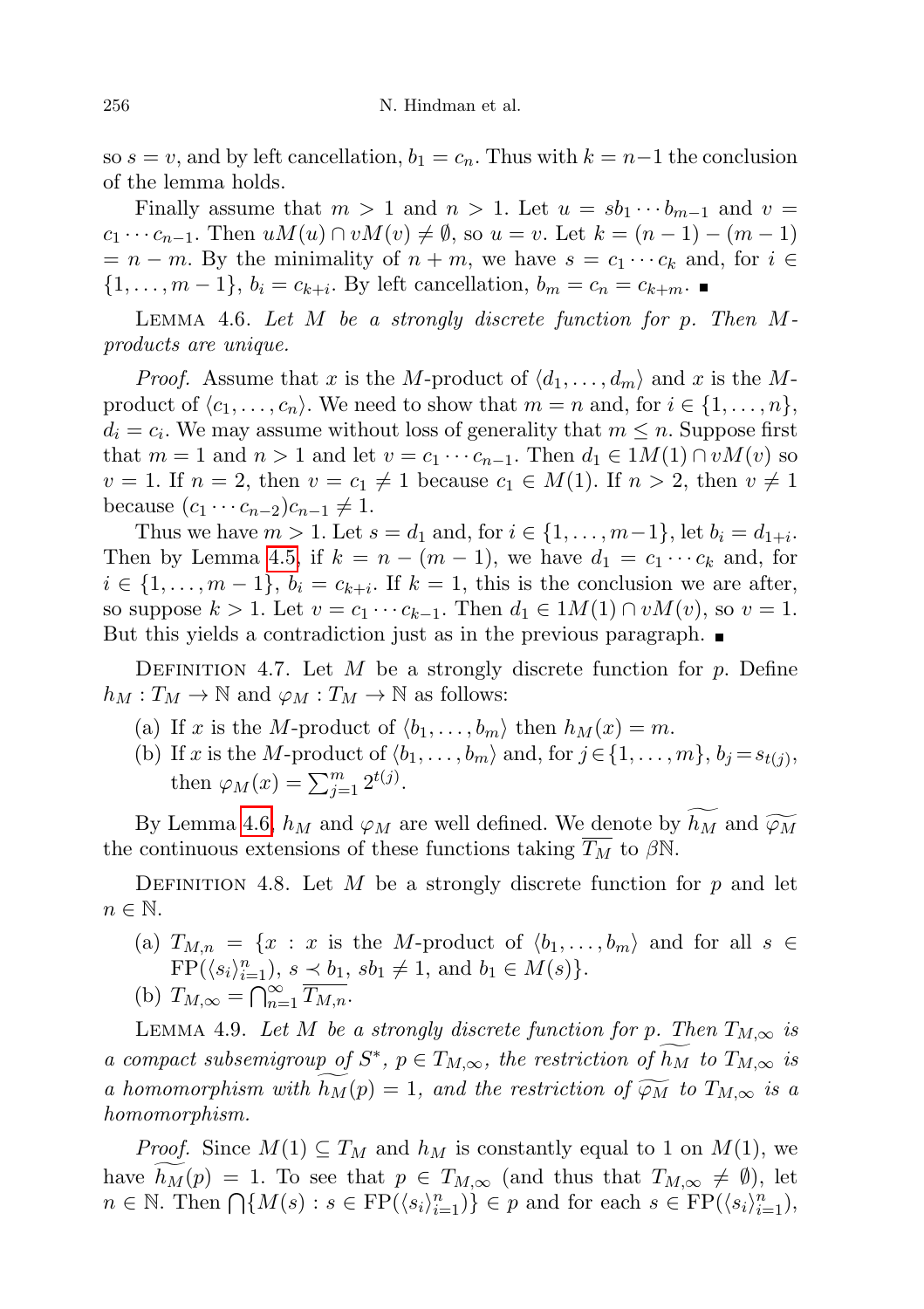so $s = v$, and by left cancellation, $b_1 = c_n$. Thus with $k = n-1$ the conclusion of the lemma holds.

Finally assume that $m > 1$ and $n > 1$. Let $u = sb_1 \cdots b_{m-1}$ and $v = c_1 \cdots c_{n-1}$. Then $uM(u) \cap vM(v) \neq \emptyset$, so $u = v$. Let $k = (n-1) - (m-1) = n - m$. By the minimality of $n + m$, we have $s = c_1 \cdots c_k$ and, for $i \in \{1, \ldots, m-1\}$, $b_i = c_{k+i}$. By left cancellation, $b_m = c_n = c_{k+m}$. ∎

LEMMA 4.6. *Let $M$ be a strongly discrete function for $p$. Then $M$-products are unique.*

*Proof.* Assume that $x$ is the $M$-product of $\langle d_1, \ldots, d_m \rangle$ and $x$ is the $M$-product of $\langle c_1, \ldots, c_n \rangle$. We need to show that $m = n$ and, for $i \in \{1, \ldots, n\}$, $d_i = c_i$. We may assume without loss of generality that $m \leq n$. Suppose first that $m = 1$ and $n > 1$ and let $v = c_1 \cdots c_{n-1}$. Then $d_1 \in 1M(1) \cap vM(v)$ so $v = 1$. If $n = 2$, then $v = c_1 \neq 1$ because $c_1 \in M(1)$. If $n > 2$, then $v \neq 1$ because $(c_1 \cdots c_{n-2})c_{n-1} \neq 1$.

Thus we have $m > 1$. Let $s = d_1$ and, for $i \in \{1, \ldots, m-1\}$, let $b_i = d_{1+i}$. Then by Lemma 4.5, if $k = n - (m-1)$, we have $d_1 = c_1 \cdots c_k$ and, for $i \in \{1, \ldots, m-1\}$, $b_i = c_{k+i}$. If $k = 1$, this is the conclusion we are after, so suppose $k > 1$. Let $v = c_1 \cdots c_{k-1}$. Then $d_1 \in 1M(1) \cap vM(v)$, so $v = 1$. But this yields a contradiction just as in the previous paragraph. ∎

DEFINITION 4.7. Let $M$ be a strongly discrete function for $p$. Define $h_M : T_M \to \mathbb{N}$ and $\varphi_M : T_M \to \mathbb{N}$ as follows:

(a) If $x$ is the $M$-product of $\langle b_1, \ldots, b_m \rangle$ then $h_M(x) = m$.

(b) If $x$ is the $M$-product of $\langle b_1, \ldots, b_m \rangle$ and, for $j \in \{1, \ldots, m\}$, $b_j = s_{t(j)}$, then $\varphi_M(x) = \sum_{j=1}^{m} 2^{t(j)}$.

By Lemma 4.6, $h_M$ and $\varphi_M$ are well defined. We denote by $\widetilde{h_M}$ and $\widetilde{\varphi_M}$ the continuous extensions of these functions taking $\overline{T_M}$ to $\beta\mathbb{N}$.

DEFINITION 4.8. Let $M$ be a strongly discrete function for $p$ and let $n \in \mathbb{N}$.

(a) $T_{M,n} = \{x : x$ is the $M$-product of $\langle b_1, \ldots, b_m \rangle$ and for all $s \in \mathrm{FP}(\langle s_i \rangle_{i=1}^{n})$, $s \prec b_1$, $sb_1 \neq 1$, and $b_1 \in M(s)\}$.

(b) $T_{M,\infty} = \bigcap_{n=1}^{\infty} \overline{T_{M,n}}$.

LEMMA 4.9. *Let $M$ be a strongly discrete function for $p$. Then $T_{M,\infty}$ is a compact subsemigroup of $S^*$, $p \in T_{M,\infty}$, the restriction of $\widetilde{h_M}$ to $T_{M,\infty}$ is a homomorphism with $\widetilde{h_M}(p) = 1$, and the restriction of $\widetilde{\varphi_M}$ to $T_{M,\infty}$ is a homomorphism.*

*Proof.* Since $M(1) \subseteq T_M$ and $h_M$ is constantly equal to $1$ on $M(1)$, we have $\widetilde{h_M}(p) = 1$. To see that $p \in T_{M,\infty}$ (and thus that $T_{M,\infty} \neq \emptyset$), let $n \in \mathbb{N}$. Then $\bigcap\{M(s) : s \in \mathrm{FP}(\langle s_i \rangle_{i=1}^{n})\} \in p$ and for each $s \in \mathrm{FP}(\langle s_i \rangle_{i=1}^{n})$,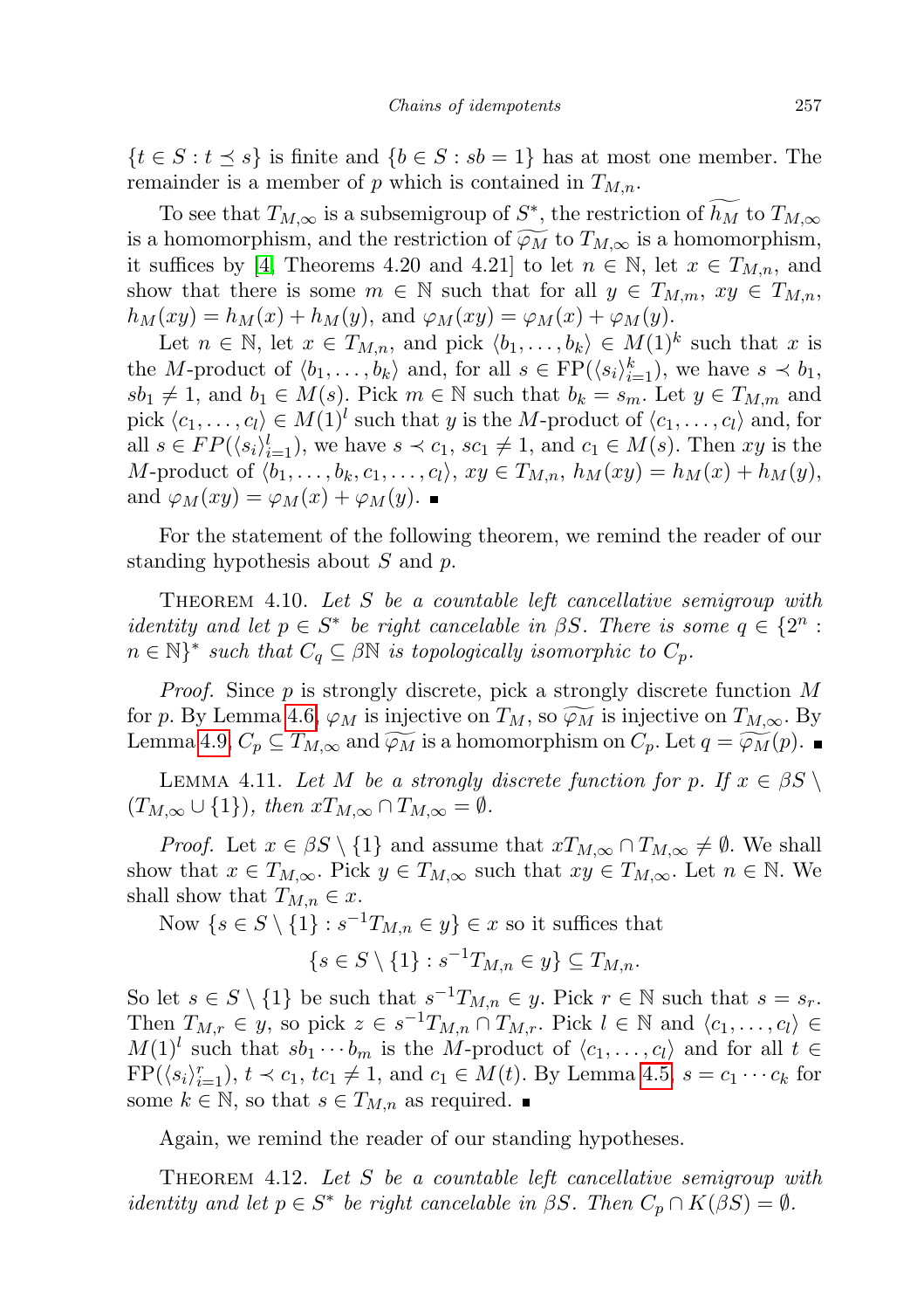$\{t \in S : t \preceq s\}$ is finite and $\{b \in S : sb = 1\}$ has at most one member. The remainder is a member of $p$ which is contained in $T_{M,n}$.

To see that $T_{M,\infty}$ is a subsemigroup of $S^*$, the restriction of $\widetilde{h_M}$ to $T_{M,\infty}$ is a homomorphism, and the restriction of $\widetilde{\varphi_M}$ to $T_{M,\infty}$ is a homomorphism, it suffices by [4, Theorems 4.20 and 4.21] to let $n \in \mathbb{N}$, let $x \in T_{M,n}$, and show that there is some $m \in \mathbb{N}$ such that for all $y \in T_{M,m}$, $xy \in T_{M,n}$, $h_M(xy) = h_M(x) + h_M(y)$, and $\varphi_M(xy) = \varphi_M(x) + \varphi_M(y)$.

Let $n \in \mathbb{N}$, let $x \in T_{M,n}$, and pick $\langle b_1, \ldots, b_k \rangle \in M(1)^k$ such that $x$ is the $M$-product of $\langle b_1, \ldots, b_k \rangle$ and, for all $s \in \mathrm{FP}(\langle s_i \rangle_{i=1}^k)$, we have $s \prec b_1$, $sb_1 \neq 1$, and $b_1 \in M(s)$. Pick $m \in \mathbb{N}$ such that $b_k = s_m$. Let $y \in T_{M,m}$ and pick $\langle c_1, \ldots, c_l \rangle \in M(1)^l$ such that $y$ is the $M$-product of $\langle c_1, \ldots, c_l \rangle$ and, for all $s \in FP(\langle s_i \rangle_{i=1}^l)$, we have $s \prec c_1$, $sc_1 \neq 1$, and $c_1 \in M(s)$. Then $xy$ is the $M$-product of $\langle b_1, \ldots, b_k, c_1, \ldots, c_l \rangle$, $xy \in T_{M,n}$, $h_M(xy) = h_M(x) + h_M(y)$, and $\varphi_M(xy) = \varphi_M(x) + \varphi_M(y)$. ∎

For the statement of the following theorem, we remind the reader of our standing hypothesis about $S$ and $p$.

**Theorem 4.10.** *Let $S$ be a countable left cancellative semigroup with identity and let $p \in S^*$ be right cancelable in $\beta S$. There is some $q \in \{2^n : n \in \mathbb{N}\}^*$ such that $C_q \subseteq \beta\mathbb{N}$ is topologically isomorphic to $C_p$.*

*Proof.* Since $p$ is strongly discrete, pick a strongly discrete function $M$ for $p$. By Lemma 4.6, $\varphi_M$ is injective on $T_M$, so $\widetilde{\varphi_M}$ is injective on $T_{M,\infty}$. By Lemma 4.9, $C_p \subseteq T_{M,\infty}$ and $\widetilde{\varphi_M}$ is a homomorphism on $C_p$. Let $q = \widetilde{\varphi_M}(p)$. ∎

**Lemma 4.11.** *Let $M$ be a strongly discrete function for $p$. If $x \in \beta S \setminus (T_{M,\infty} \cup \{1\})$, then $xT_{M,\infty} \cap T_{M,\infty} = \emptyset$.*

*Proof.* Let $x \in \beta S \setminus \{1\}$ and assume that $xT_{M,\infty} \cap T_{M,\infty} \neq \emptyset$. We shall show that $x \in T_{M,\infty}$. Pick $y \in T_{M,\infty}$ such that $xy \in T_{M,\infty}$. Let $n \in \mathbb{N}$. We shall show that $T_{M,n} \in x$.

Now $\{s \in S \setminus \{1\} : s^{-1}T_{M,n} \in y\} \in x$ so it suffices that

$$\{s \in S \setminus \{1\} : s^{-1}T_{M,n} \in y\} \subseteq T_{M,n}.$$

So let $s \in S \setminus \{1\}$ be such that $s^{-1}T_{M,n} \in y$. Pick $r \in \mathbb{N}$ such that $s = s_r$. Then $T_{M,r} \in y$, so pick $z \in s^{-1}T_{M,n} \cap T_{M,r}$. Pick $l \in \mathbb{N}$ and $\langle c_1, \ldots, c_l \rangle \in M(1)^l$ such that $sb_1 \cdots b_m$ is the $M$-product of $\langle c_1, \ldots, c_l \rangle$ and for all $t \in \mathrm{FP}(\langle s_i \rangle_{i=1}^r)$, $t \prec c_1$, $tc_1 \neq 1$, and $c_1 \in M(t)$. By Lemma 4.5, $s = c_1 \cdots c_k$ for some $k \in \mathbb{N}$, so that $s \in T_{M,n}$ as required. ∎

Again, we remind the reader of our standing hypotheses.

**Theorem 4.12.** *Let $S$ be a countable left cancellative semigroup with identity and let $p \in S^*$ be right cancelable in $\beta S$. Then $C_p \cap K(\beta S) = \emptyset$.*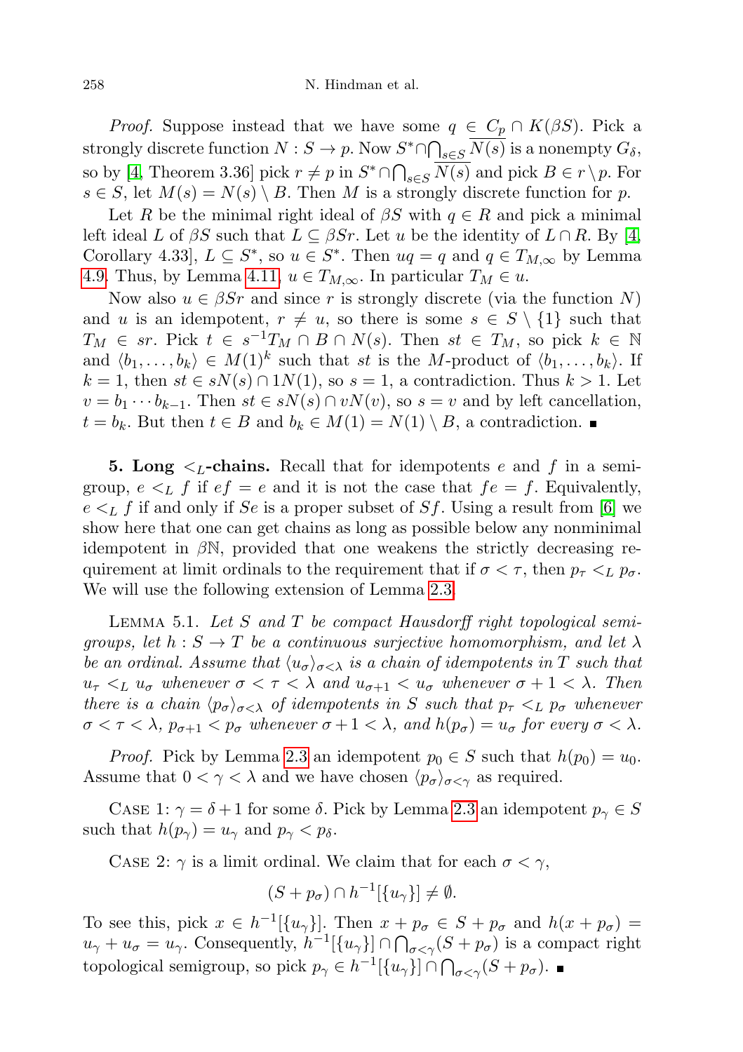*Proof.* Suppose instead that we have some $q \in C_p \cap K(\beta S)$. Pick a strongly discrete function $N : S \to p$. Now $S^* \cap \bigcap_{s \in S} \overline{N(s)}$ is a nonempty $G_\delta$, so by [4, Theorem 3.36] pick $r \neq p$ in $S^* \cap \bigcap_{s \in S} \overline{N(s)}$ and pick $B \in r \setminus p$. For $s \in S$, let $M(s) = N(s) \setminus B$. Then $M$ is a strongly discrete function for $p$.

Let $R$ be the minimal right ideal of $\beta S$ with $q \in R$ and pick a minimal left ideal $L$ of $\beta S$ such that $L \subseteq \beta S r$. Let $u$ be the identity of $L \cap R$. By [4, Corollary 4.33], $L \subseteq S^*$, so $u \in S^*$. Then $uq = q$ and $q \in T_{M,\infty}$ by Lemma 4.9. Thus, by Lemma 4.11, $u \in T_{M,\infty}$. In particular $T_M \in u$.

Now also $u \in \beta S r$ and since $r$ is strongly discrete (via the function $N$) and $u$ is an idempotent, $r \neq u$, so there is some $s \in S \setminus \{1\}$ such that $T_M \in sr$. Pick $t \in s^{-1} T_M \cap B \cap N(s)$. Then $st \in T_M$, so pick $k \in \mathbb{N}$ and $\langle b_1, \ldots, b_k \rangle \in M(1)^k$ such that $st$ is the $M$-product of $\langle b_1, \ldots, b_k \rangle$. If $k = 1$, then $st \in sN(s) \cap 1N(1)$, so $s = 1$, a contradiction. Thus $k > 1$. Let $v = b_1 \cdots b_{k-1}$. Then $st \in sN(s) \cap vN(v)$, so $s = v$ and by left cancellation, $t = b_k$. But then $t \in B$ and $b_k \in M(1) = N(1) \setminus B$, a contradiction. ∎

## 5. Long $<_L$-chains.

Recall that for idempotents $e$ and $f$ in a semigroup, $e <_L f$ if $ef = e$ and it is not the case that $fe = f$. Equivalently, $e <_L f$ if and only if $Se$ is a proper subset of $Sf$. Using a result from [6] we show here that one can get chains as long as possible below any nonminimal idempotent in $\beta\mathbb{N}$, provided that one weakens the strictly decreasing requirement at limit ordinals to the requirement that if $\sigma < \tau$, then $p_\tau <_L p_\sigma$. We will use the following extension of Lemma 2.3.

Lemma 5.1. *Let $S$ and $T$ be compact Hausdorff right topological semigroups, let $h : S \to T$ be a continuous surjective homomorphism, and let $\lambda$ be an ordinal. Assume that $\langle u_\sigma \rangle_{\sigma<\lambda}$ is a chain of idempotents in $T$ such that $u_\tau <_L u_\sigma$ whenever $\sigma < \tau < \lambda$ and $u_{\sigma+1} < u_\sigma$ whenever $\sigma + 1 < \lambda$. Then there is a chain $\langle p_\sigma \rangle_{\sigma<\lambda}$ of idempotents in $S$ such that $p_\tau <_L p_\sigma$ whenever $\sigma < \tau < \lambda$, $p_{\sigma+1} < p_\sigma$ whenever $\sigma + 1 < \lambda$, and $h(p_\sigma) = u_\sigma$ for every $\sigma < \lambda$.*

*Proof.* Pick by Lemma 2.3 an idempotent $p_0 \in S$ such that $h(p_0) = u_0$. Assume that $0 < \gamma < \lambda$ and we have chosen $\langle p_\sigma \rangle_{\sigma<\gamma}$ as required.

Case 1: $\gamma = \delta + 1$ for some $\delta$. Pick by Lemma 2.3 an idempotent $p_\gamma \in S$ such that $h(p_\gamma) = u_\gamma$ and $p_\gamma < p_\delta$.

Case 2: $\gamma$ is a limit ordinal. We claim that for each $\sigma < \gamma$,

$$(S + p_\sigma) \cap h^{-1}[\{u_\gamma\}] \neq \emptyset.$$

To see this, pick $x \in h^{-1}[\{u_\gamma\}]$. Then $x + p_\sigma \in S + p_\sigma$ and $h(x + p_\sigma) = u_\gamma + u_\sigma = u_\gamma$. Consequently, $h^{-1}[\{u_\gamma\}] \cap \bigcap_{\sigma<\gamma}(S + p_\sigma)$ is a compact right topological semigroup, so pick $p_\gamma \in h^{-1}[\{u_\gamma\}] \cap \bigcap_{\sigma<\gamma}(S + p_\sigma)$. ∎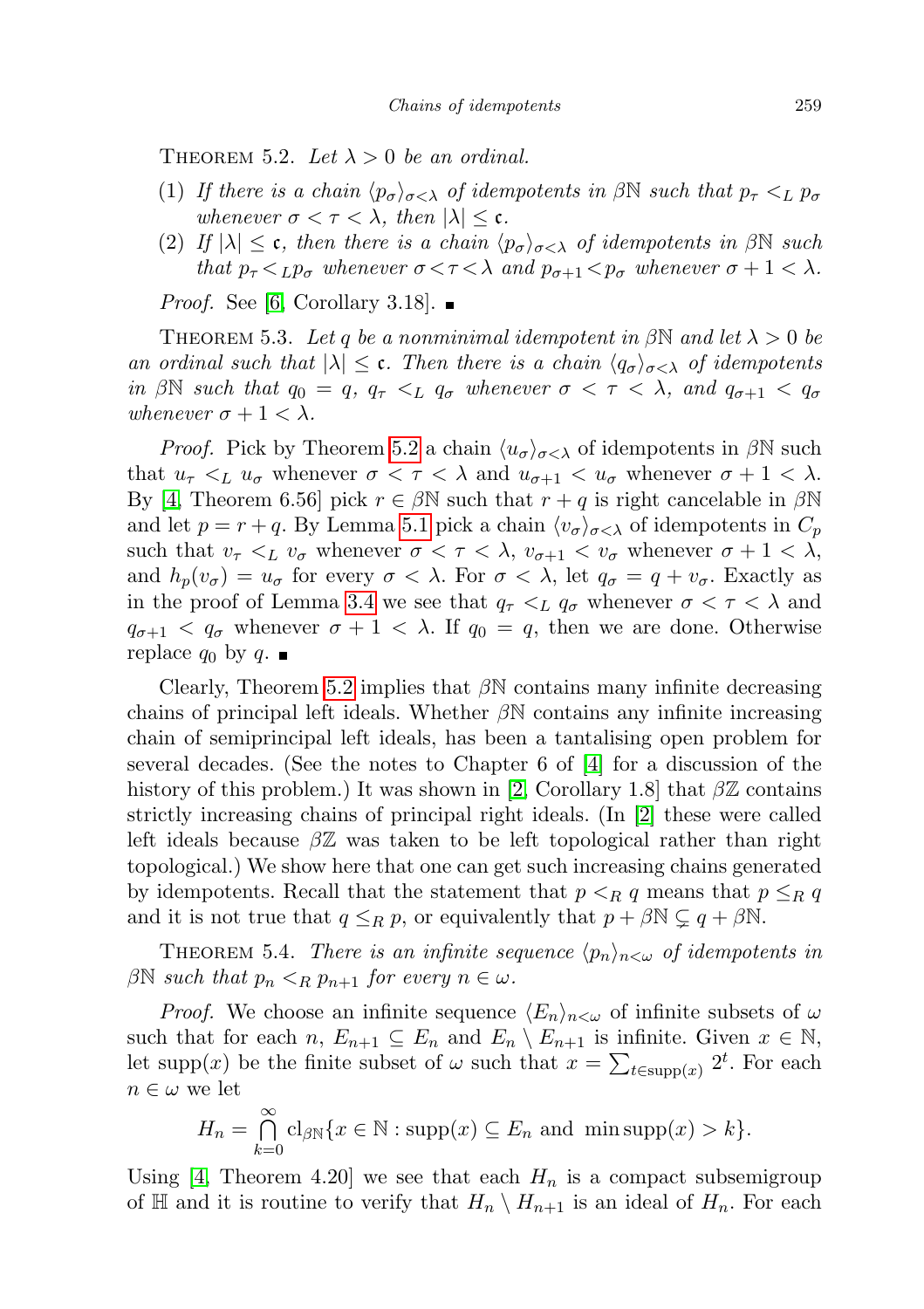THEOREM 5.2. *Let $\lambda > 0$ be an ordinal.*

(1) *If there is a chain $\langle p_\sigma \rangle_{\sigma<\lambda}$ of idempotents in $\beta\mathbb{N}$ such that $p_\tau <_L p_\sigma$ whenever $\sigma < \tau < \lambda$, then $|\lambda| \leq \mathfrak{c}$.*
(2) *If $|\lambda| \leq \mathfrak{c}$, then there is a chain $\langle p_\sigma \rangle_{\sigma<\lambda}$ of idempotents in $\beta\mathbb{N}$ such that $p_\tau <_L p_\sigma$ whenever $\sigma < \tau < \lambda$ and $p_{\sigma+1} < p_\sigma$ whenever $\sigma + 1 < \lambda$.*

*Proof.* See [6, Corollary 3.18]. ∎

THEOREM 5.3. *Let $q$ be a nonminimal idempotent in $\beta\mathbb{N}$ and let $\lambda > 0$ be an ordinal such that $|\lambda| \leq \mathfrak{c}$. Then there is a chain $\langle q_\sigma \rangle_{\sigma<\lambda}$ of idempotents in $\beta\mathbb{N}$ such that $q_0 = q$, $q_\tau <_L q_\sigma$ whenever $\sigma < \tau < \lambda$, and $q_{\sigma+1} < q_\sigma$ whenever $\sigma + 1 < \lambda$.*

*Proof.* Pick by Theorem 5.2 a chain $\langle u_\sigma \rangle_{\sigma<\lambda}$ of idempotents in $\beta\mathbb{N}$ such that $u_\tau <_L u_\sigma$ whenever $\sigma < \tau < \lambda$ and $u_{\sigma+1} < u_\sigma$ whenever $\sigma + 1 < \lambda$. By [4, Theorem 6.56] pick $r \in \beta\mathbb{N}$ such that $r + q$ is right cancelable in $\beta\mathbb{N}$ and let $p = r + q$. By Lemma 5.1 pick a chain $\langle v_\sigma \rangle_{\sigma<\lambda}$ of idempotents in $C_p$ such that $v_\tau <_L v_\sigma$ whenever $\sigma < \tau < \lambda$, $v_{\sigma+1} < v_\sigma$ whenever $\sigma + 1 < \lambda$, and $h_p(v_\sigma) = u_\sigma$ for every $\sigma < \lambda$. For $\sigma < \lambda$, let $q_\sigma = q + v_\sigma$. Exactly as in the proof of Lemma 3.4 we see that $q_\tau <_L q_\sigma$ whenever $\sigma < \tau < \lambda$ and $q_{\sigma+1} < q_\sigma$ whenever $\sigma + 1 < \lambda$. If $q_0 = q$, then we are done. Otherwise replace $q_0$ by $q$. ∎

Clearly, Theorem 5.2 implies that $\beta\mathbb{N}$ contains many infinite decreasing chains of principal left ideals. Whether $\beta\mathbb{N}$ contains any infinite increasing chain of semiprincipal left ideals, has been a tantalising open problem for several decades. (See the notes to Chapter 6 of [4] for a discussion of the history of this problem.) It was shown in [2, Corollary 1.8] that $\beta\mathbb{Z}$ contains strictly increasing chains of principal right ideals. (In [2] these were called left ideals because $\beta\mathbb{Z}$ was taken to be left topological rather than right topological.) We show here that one can get such increasing chains generated by idempotents. Recall that the statement that $p <_R q$ means that $p \leq_R q$ and it is not true that $q \leq_R p$, or equivalently that $p + \beta\mathbb{N} \subsetneq q + \beta\mathbb{N}$.

THEOREM 5.4. *There is an infinite sequence $\langle p_n \rangle_{n<\omega}$ of idempotents in $\beta\mathbb{N}$ such that $p_n <_R p_{n+1}$ for every $n \in \omega$.*

*Proof.* We choose an infinite sequence $\langle E_n \rangle_{n<\omega}$ of infinite subsets of $\omega$ such that for each $n$, $E_{n+1} \subseteq E_n$ and $E_n \setminus E_{n+1}$ is infinite. Given $x \in \mathbb{N}$, let $\mathrm{supp}(x)$ be the finite subset of $\omega$ such that $x = \sum_{t\in\mathrm{supp}(x)} 2^t$. For each $n \in \omega$ we let

$$H_n = \bigcap_{k=0}^{\infty} \mathrm{cl}_{\beta\mathbb{N}}\{x \in \mathbb{N} : \mathrm{supp}(x) \subseteq E_n \text{ and } \min\mathrm{supp}(x) > k\}.$$

Using [4, Theorem 4.20] we see that each $H_n$ is a compact subsemigroup of $\mathbb{H}$ and it is routine to verify that $H_n \setminus H_{n+1}$ is an ideal of $H_n$. For each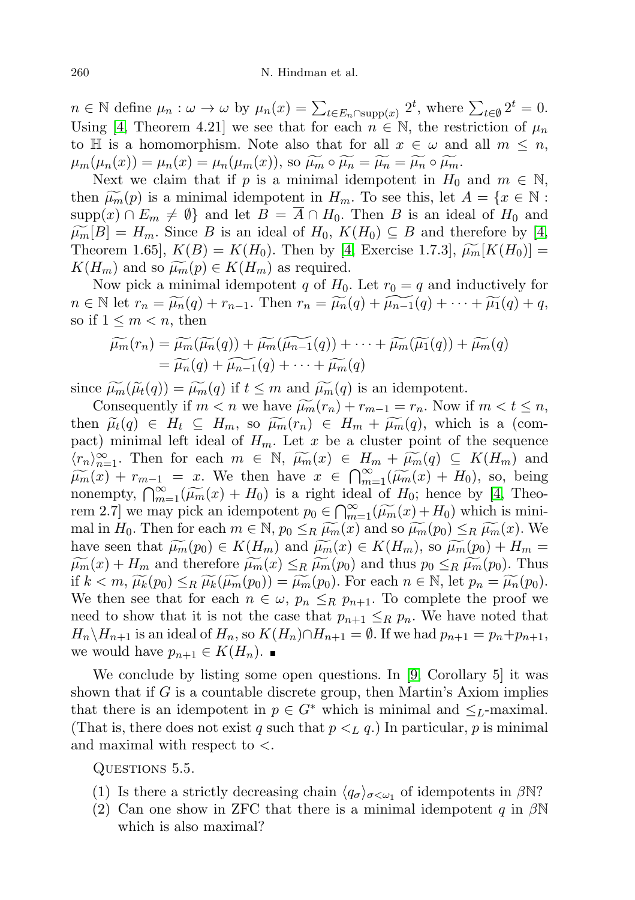$n \in \mathbb{N}$ define $\mu_n : \omega \to \omega$ by $\mu_n(x) = \sum_{t \in E_n \cap \operatorname{supp}(x)} 2^t$, where $\sum_{t \in \emptyset} 2^t = 0$. Using [4, Theorem 4.21] we see that for each $n \in \mathbb{N}$, the restriction of $\mu_n$ to $\mathbb{H}$ is a homomorphism. Note also that for all $x \in \omega$ and all $m \leq n$, $\mu_m(\mu_n(x)) = \mu_n(x) = \mu_n(\mu_m(x))$, so $\widetilde{\mu_m} \circ \widetilde{\mu_n} = \widetilde{\mu_n} = \widetilde{\mu_n} \circ \widetilde{\mu_m}$.

Next we claim that if $p$ is a minimal idempotent in $H_0$ and $m \in \mathbb{N}$, then $\widetilde{\mu_m}(p)$ is a minimal idempotent in $H_m$. To see this, let $A = \{x \in \mathbb{N} : \operatorname{supp}(x) \cap E_m \neq \emptyset\}$ and let $B = \overline{A} \cap H_0$. Then $B$ is an ideal of $H_0$ and $\widetilde{\mu_m}[B] = H_m$. Since $B$ is an ideal of $H_0$, $K(H_0) \subseteq B$ and therefore by [4, Theorem 1.65], $K(B) = K(H_0)$. Then by [4, Exercise 1.7.3], $\widetilde{\mu_m}[K(H_0)] = K(H_m)$ and so $\widetilde{\mu_m}(p) \in K(H_m)$ as required.

Now pick a minimal idempotent $q$ of $H_0$. Let $r_0 = q$ and inductively for $n \in \mathbb{N}$ let $r_n = \widetilde{\mu_n}(q) + r_{n-1}$. Then $r_n = \widetilde{\mu_n}(q) + \widetilde{\mu_{n-1}}(q) + \cdots + \widetilde{\mu_1}(q) + q$, so if $1 \leq m < n$, then

$$\begin{aligned}
\widetilde{\mu_m}(r_n) &= \widetilde{\mu_m}(\widetilde{\mu_n}(q)) + \widetilde{\mu_m}(\widetilde{\mu_{n-1}}(q)) + \cdots + \widetilde{\mu_m}(\widetilde{\mu_1}(q)) + \widetilde{\mu_m}(q) \\
&= \widetilde{\mu_n}(q) + \widetilde{\mu_{n-1}}(q) + \cdots + \widetilde{\mu_m}(q)
\end{aligned}$$

since $\widetilde{\mu_m}(\widetilde{\mu_t}(q)) = \widetilde{\mu_m}(q)$ if $t \leq m$ and $\widetilde{\mu_m}(q)$ is an idempotent.

Consequently if $m < n$ we have $\widetilde{\mu_m}(r_n) + r_{m-1} = r_n$. Now if $m < t \leq n$, then $\widetilde{\mu_t}(q) \in H_t \subseteq H_m$, so $\widetilde{\mu_m}(r_n) \in H_m + \widetilde{\mu_m}(q)$, which is a (compact) minimal left ideal of $H_m$. Let $x$ be a cluster point of the sequence $\langle r_n \rangle_{n=1}^{\infty}$. Then for each $m \in \mathbb{N}$, $\widetilde{\mu_m}(x) \in H_m + \widetilde{\mu_m}(q) \subseteq K(H_m)$ and $\widetilde{\mu_m}(x) + r_{m-1} = x$. We then have $x \in \bigcap_{m=1}^{\infty}(\widetilde{\mu_m}(x) + H_0)$, so, being nonempty, $\bigcap_{m=1}^{\infty}(\widetilde{\mu_m}(x) + H_0)$ is a right ideal of $H_0$; hence by [4, Theorem 2.7] we may pick an idempotent $p_0 \in \bigcap_{m=1}^{\infty}(\widetilde{\mu_m}(x) + H_0)$ which is minimal in $H_0$. Then for each $m \in \mathbb{N}$, $p_0 \leq_R \widetilde{\mu_m}(x)$ and so $\widetilde{\mu_m}(p_0) \leq_R \widetilde{\mu_m}(x)$. We have seen that $\widetilde{\mu_m}(p_0) \in K(H_m)$ and $\widetilde{\mu_m}(x) \in K(H_m)$, so $\widetilde{\mu_m}(p_0) + H_m = \widetilde{\mu_m}(x) + H_m$ and therefore $\widetilde{\mu_m}(x) \leq_R \widetilde{\mu_m}(p_0)$ and thus $p_0 \leq_R \widetilde{\mu_m}(p_0)$. Thus if $k < m$, $\widetilde{\mu_k}(p_0) \leq_R \widetilde{\mu_k}(\widetilde{\mu_m}(p_0)) = \widetilde{\mu_m}(p_0)$. For each $n \in \mathbb{N}$, let $p_n = \widetilde{\mu_n}(p_0)$. We then see that for each $n \in \omega$, $p_n \leq_R p_{n+1}$. To complete the proof we need to show that it is not the case that $p_{n+1} \leq_R p_n$. We have noted that $H_n \setminus H_{n+1}$ is an ideal of $H_n$, so $K(H_n) \cap H_{n+1} = \emptyset$. If we had $p_{n+1} = p_n + p_{n+1}$, we would have $p_{n+1} \in K(H_n)$. ∎

We conclude by listing some open questions. In [9, Corollary 5] it was shown that if $G$ is a countable discrete group, then Martin's Axiom implies that there is an idempotent in $p \in G^*$ which is minimal and $\leq_L$-maximal. (That is, there does not exist $q$ such that $p <_L q$.) In particular, $p$ is minimal and maximal with respect to $<$.

Questions 5.5.

1. Is there a strictly decreasing chain $\langle q_\sigma \rangle_{\sigma < \omega_1}$ of idempotents in $\beta\mathbb{N}$?
2. Can one show in ZFC that there is a minimal idempotent $q$ in $\beta\mathbb{N}$ which is also maximal?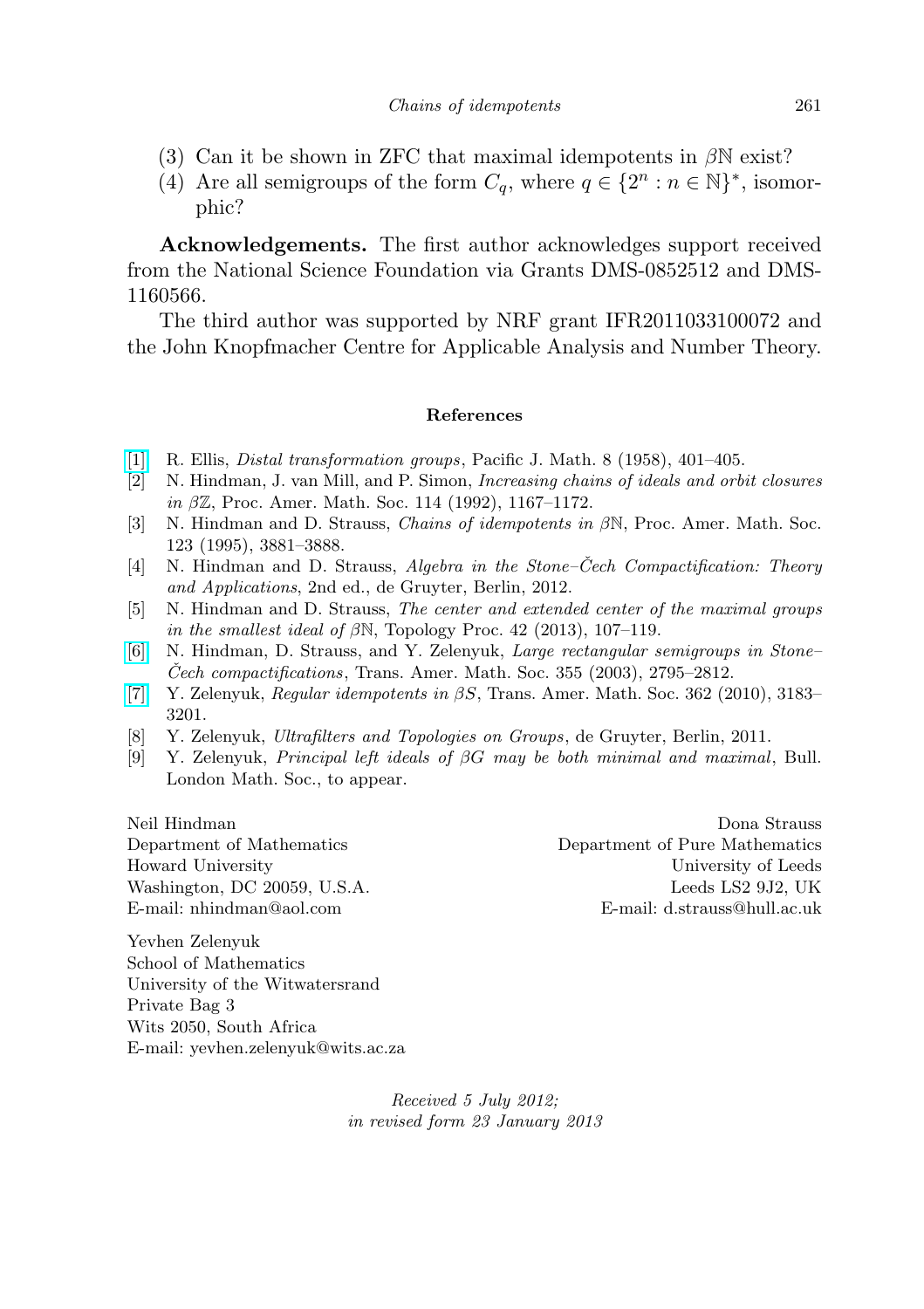(3) Can it be shown in ZFC that maximal idempotents in $\beta\mathbb{N}$ exist?
(4) Are all semigroups of the form $C_q$, where $q \in \{2^n : n \in \mathbb{N}\}^*$, isomorphic?

**Acknowledgements.** The first author acknowledges support received from the National Science Foundation via Grants DMS-0852512 and DMS-1160566.

The third author was supported by NRF grant IFR2011033100072 and the John Knopfmacher Centre for Applicable Analysis and Number Theory.

#### References

[1] R. Ellis, *Distal transformation groups*, Pacific J. Math. 8 (1958), 401–405.

[2] N. Hindman, J. van Mill, and P. Simon, *Increasing chains of ideals and orbit closures in $\beta\mathbb{Z}$*, Proc. Amer. Math. Soc. 114 (1992), 1167–1172.

[3] N. Hindman and D. Strauss, *Chains of idempotents in $\beta\mathbb{N}$*, Proc. Amer. Math. Soc. 123 (1995), 3881–3888.

[4] N. Hindman and D. Strauss, *Algebra in the Stone–Čech Compactification: Theory and Applications*, 2nd ed., de Gruyter, Berlin, 2012.

[5] N. Hindman and D. Strauss, *The center and extended center of the maximal groups in the smallest ideal of $\beta\mathbb{N}$*, Topology Proc. 42 (2013), 107–119.

[6] N. Hindman, D. Strauss, and Y. Zelenyuk, *Large rectangular semigroups in Stone–Čech compactifications*, Trans. Amer. Math. Soc. 355 (2003), 2795–2812.

[7] Y. Zelenyuk, *Regular idempotents in $\beta S$*, Trans. Amer. Math. Soc. 362 (2010), 3183–3201.

[8] Y. Zelenyuk, *Ultrafilters and Topologies on Groups*, de Gruyter, Berlin, 2011.

[9] Y. Zelenyuk, *Principal left ideals of $\beta G$ may be both minimal and maximal*, Bull. London Math. Soc., to appear.

Neil Hindman
Department of Mathematics
Howard University
Washington, DC 20059, U.S.A.
E-mail: nhindman@aol.com

Dona Strauss
Department of Pure Mathematics
University of Leeds
Leeds LS2 9J2, UK
E-mail: d.strauss@hull.ac.uk

Yevhen Zelenyuk
School of Mathematics
University of the Witwatersrand
Private Bag 3
Wits 2050, South Africa
E-mail: yevhen.zelenyuk@wits.ac.za

*Received 5 July 2012;*
*in revised form 23 January 2013*